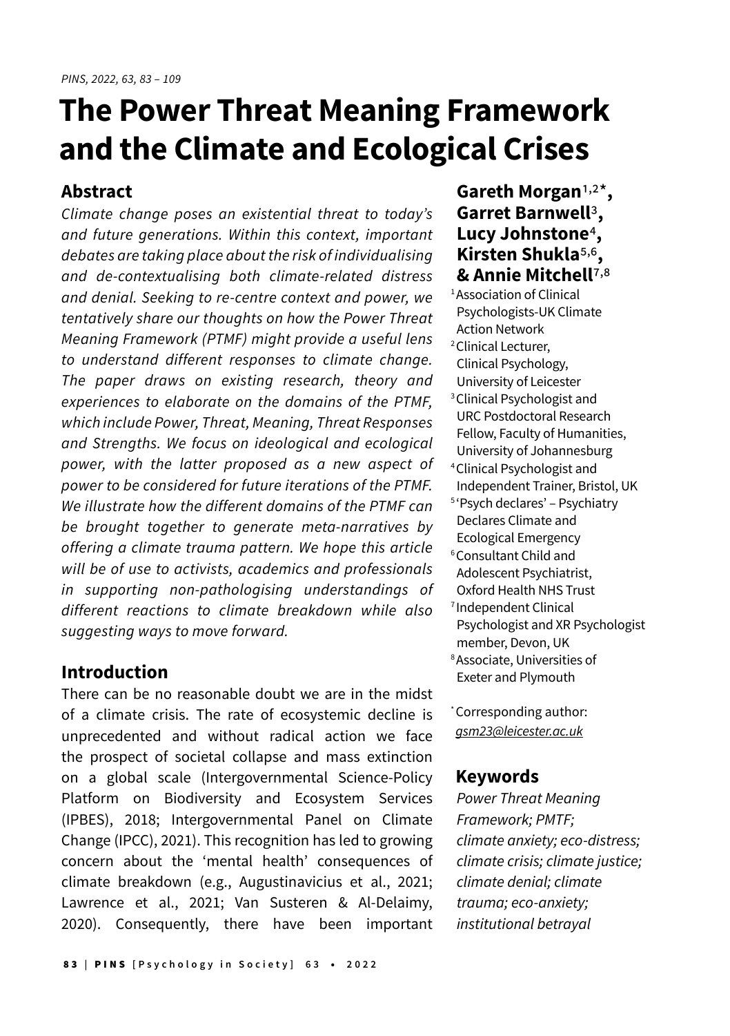# The Power Threat Meaning Framework and the Climate and Ecological Crises

**Gareth Morgan**[1,2*], **Garret Barnwell**[3], **Lucy Johnstone**[4], **Kirsten Shukla**[5,6], **& Annie Mitchell**[7,8]

[1] Association of Clinical Psychologists-UK Climate Action Network
[2] Clinical Lecturer, Clinical Psychology, University of Leicester
[3] Clinical Psychologist and URC Postdoctoral Research Fellow, Faculty of Humanities, University of Johannesburg
[4] Clinical Psychologist and Independent Trainer, Bristol, UK
[5] 'Psych declares' – Psychiatry Declares Climate and Ecological Emergency
[6] Consultant Child and Adolescent Psychiatrist, Oxford Health NHS Trust
[7] Independent Clinical Psychologist and XR Psychologist member, Devon, UK
[8] Associate, Universities of Exeter and Plymouth

[*] Corresponding author: gsm23@leicester.ac.uk

## Abstract

*Climate change poses an existential threat to today's and future generations. Within this context, important debates are taking place about the risk of individualising and de-contextualising both climate-related distress and denial. Seeking to re-centre context and power, we tentatively share our thoughts on how the Power Threat Meaning Framework (PTMF) might provide a useful lens to understand different responses to climate change. The paper draws on existing research, theory and experiences to elaborate on the domains of the PTMF, which include Power, Threat, Meaning, Threat Responses and Strengths. We focus on ideological and ecological power, with the latter proposed as a new aspect of power to be considered for future iterations of the PTMF. We illustrate how the different domains of the PTMF can be brought together to generate meta-narratives by offering a climate trauma pattern. We hope this article will be of use to activists, academics and professionals in supporting non-pathologising understandings of different reactions to climate breakdown while also suggesting ways to move forward.*

## Keywords

*Power Threat Meaning Framework; PMTF; climate anxiety; eco-distress; climate crisis; climate justice; climate denial; climate trauma; eco-anxiety; institutional betrayal*

## Introduction

There can be no reasonable doubt we are in the midst of a climate crisis. The rate of ecosystemic decline is unprecedented and without radical action we face the prospect of societal collapse and mass extinction on a global scale (Intergovernmental Science-Policy Platform on Biodiversity and Ecosystem Services (IPBES), 2018; Intergovernmental Panel on Climate Change (IPCC), 2021). This recognition has led to growing concern about the 'mental health' consequences of climate breakdown (e.g., Augustinavicius et al., 2021; Lawrence et al., 2021; Van Susteren & Al-Delaimy, 2020). Consequently, there have been important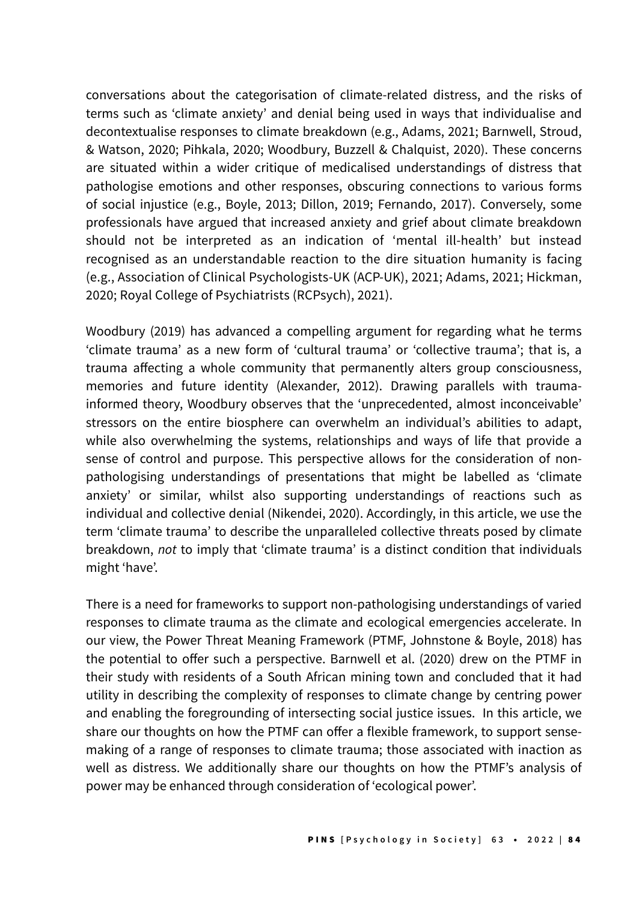conversations about the categorisation of climate-related distress, and the risks of terms such as 'climate anxiety' and denial being used in ways that individualise and decontextualise responses to climate breakdown (e.g., Adams, 2021; Barnwell, Stroud, & Watson, 2020; Pihkala, 2020; Woodbury, Buzzell & Chalquist, 2020). These concerns are situated within a wider critique of medicalised understandings of distress that pathologise emotions and other responses, obscuring connections to various forms of social injustice (e.g., Boyle, 2013; Dillon, 2019; Fernando, 2017). Conversely, some professionals have argued that increased anxiety and grief about climate breakdown should not be interpreted as an indication of 'mental ill-health' but instead recognised as an understandable reaction to the dire situation humanity is facing (e.g., Association of Clinical Psychologists-UK (ACP-UK), 2021; Adams, 2021; Hickman, 2020; Royal College of Psychiatrists (RCPsych), 2021).

Woodbury (2019) has advanced a compelling argument for regarding what he terms 'climate trauma' as a new form of 'cultural trauma' or 'collective trauma'; that is, a trauma affecting a whole community that permanently alters group consciousness, memories and future identity (Alexander, 2012). Drawing parallels with trauma-informed theory, Woodbury observes that the 'unprecedented, almost inconceivable' stressors on the entire biosphere can overwhelm an individual's abilities to adapt, while also overwhelming the systems, relationships and ways of life that provide a sense of control and purpose. This perspective allows for the consideration of non-pathologising understandings of presentations that might be labelled as 'climate anxiety' or similar, whilst also supporting understandings of reactions such as individual and collective denial (Nikendei, 2020). Accordingly, in this article, we use the term 'climate trauma' to describe the unparalleled collective threats posed by climate breakdown, *not* to imply that 'climate trauma' is a distinct condition that individuals might 'have'.

There is a need for frameworks to support non-pathologising understandings of varied responses to climate trauma as the climate and ecological emergencies accelerate. In our view, the Power Threat Meaning Framework (PTMF, Johnstone & Boyle, 2018) has the potential to offer such a perspective. Barnwell et al. (2020) drew on the PTMF in their study with residents of a South African mining town and concluded that it had utility in describing the complexity of responses to climate change by centring power and enabling the foregrounding of intersecting social justice issues. In this article, we share our thoughts on how the PTMF can offer a flexible framework, to support sense-making of a range of responses to climate trauma; those associated with inaction as well as distress. We additionally share our thoughts on how the PTMF's analysis of power may be enhanced through consideration of 'ecological power'.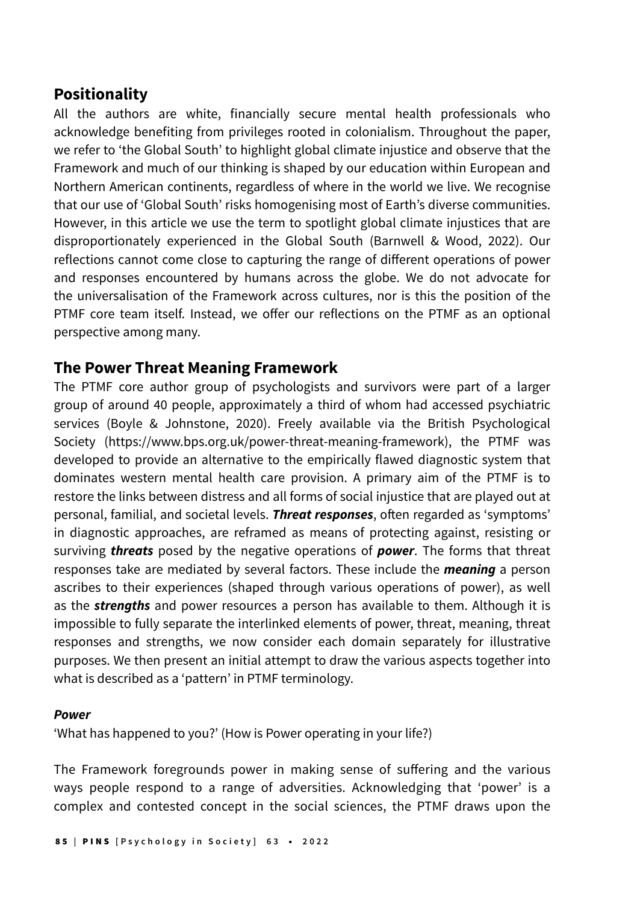## Positionality

All the authors are white, financially secure mental health professionals who acknowledge benefiting from privileges rooted in colonialism. Throughout the paper, we refer to 'the Global South' to highlight global climate injustice and observe that the Framework and much of our thinking is shaped by our education within European and Northern American continents, regardless of where in the world we live. We recognise that our use of 'Global South' risks homogenising most of Earth's diverse communities. However, in this article we use the term to spotlight global climate injustices that are disproportionately experienced in the Global South (Barnwell & Wood, 2022). Our reflections cannot come close to capturing the range of different operations of power and responses encountered by humans across the globe. We do not advocate for the universalisation of the Framework across cultures, nor is this the position of the PTMF core team itself. Instead, we offer our reflections on the PTMF as an optional perspective among many.

## The Power Threat Meaning Framework

The PTMF core author group of psychologists and survivors were part of a larger group of around 40 people, approximately a third of whom had accessed psychiatric services (Boyle & Johnstone, 2020). Freely available via the British Psychological Society (https://www.bps.org.uk/power-threat-meaning-framework), the PTMF was developed to provide an alternative to the empirically flawed diagnostic system that dominates western mental health care provision. A primary aim of the PTMF is to restore the links between distress and all forms of social injustice that are played out at personal, familial, and societal levels. ***Threat responses***, often regarded as 'symptoms' in diagnostic approaches, are reframed as means of protecting against, resisting or surviving ***threats*** posed by the negative operations of ***power***. The forms that threat responses take are mediated by several factors. These include the ***meaning*** a person ascribes to their experiences (shaped through various operations of power), as well as the ***strengths*** and power resources a person has available to them. Although it is impossible to fully separate the interlinked elements of power, threat, meaning, threat responses and strengths, we now consider each domain separately for illustrative purposes. We then present an initial attempt to draw the various aspects together into what is described as a 'pattern' in PTMF terminology.

### *Power*

'What has happened to you?' (How is Power operating in your life?)

The Framework foregrounds power in making sense of suffering and the various ways people respond to a range of adversities. Acknowledging that 'power' is a complex and contested concept in the social sciences, the PTMF draws upon the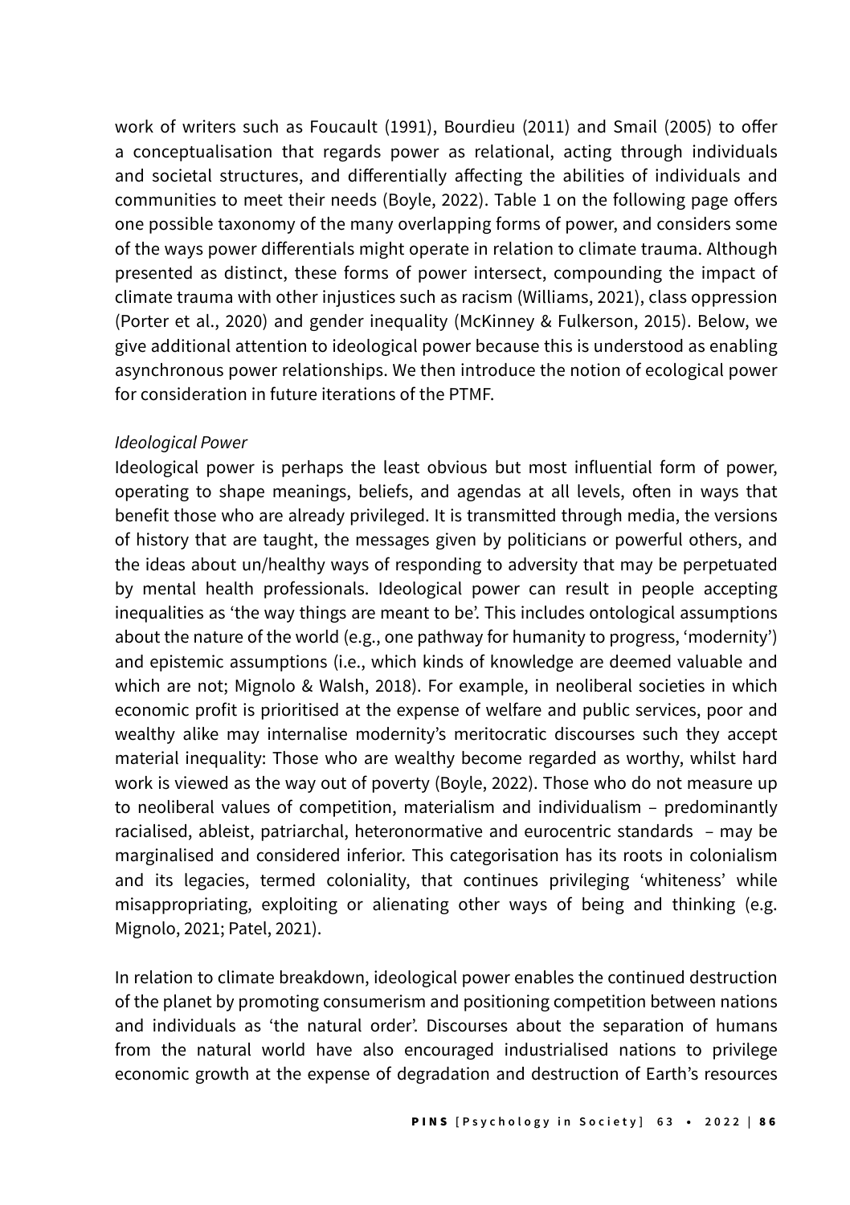work of writers such as Foucault (1991), Bourdieu (2011) and Smail (2005) to offer a conceptualisation that regards power as relational, acting through individuals and societal structures, and differentially affecting the abilities of individuals and communities to meet their needs (Boyle, 2022). Table 1 on the following page offers one possible taxonomy of the many overlapping forms of power, and considers some of the ways power differentials might operate in relation to climate trauma. Although presented as distinct, these forms of power intersect, compounding the impact of climate trauma with other injustices such as racism (Williams, 2021), class oppression (Porter et al., 2020) and gender inequality (McKinney & Fulkerson, 2015). Below, we give additional attention to ideological power because this is understood as enabling asynchronous power relationships. We then introduce the notion of ecological power for consideration in future iterations of the PTMF.

*Ideological Power*

Ideological power is perhaps the least obvious but most influential form of power, operating to shape meanings, beliefs, and agendas at all levels, often in ways that benefit those who are already privileged. It is transmitted through media, the versions of history that are taught, the messages given by politicians or powerful others, and the ideas about un/healthy ways of responding to adversity that may be perpetuated by mental health professionals. Ideological power can result in people accepting inequalities as 'the way things are meant to be'. This includes ontological assumptions about the nature of the world (e.g., one pathway for humanity to progress, 'modernity') and epistemic assumptions (i.e., which kinds of knowledge are deemed valuable and which are not; Mignolo & Walsh, 2018). For example, in neoliberal societies in which economic profit is prioritised at the expense of welfare and public services, poor and wealthy alike may internalise modernity's meritocratic discourses such they accept material inequality: Those who are wealthy become regarded as worthy, whilst hard work is viewed as the way out of poverty (Boyle, 2022). Those who do not measure up to neoliberal values of competition, materialism and individualism – predominantly racialised, ableist, patriarchal, heteronormative and eurocentric standards – may be marginalised and considered inferior. This categorisation has its roots in colonialism and its legacies, termed coloniality, that continues privileging 'whiteness' while misappropriating, exploiting or alienating other ways of being and thinking (e.g. Mignolo, 2021; Patel, 2021).

In relation to climate breakdown, ideological power enables the continued destruction of the planet by promoting consumerism and positioning competition between nations and individuals as 'the natural order'. Discourses about the separation of humans from the natural world have also encouraged industrialised nations to privilege economic growth at the expense of degradation and destruction of Earth's resources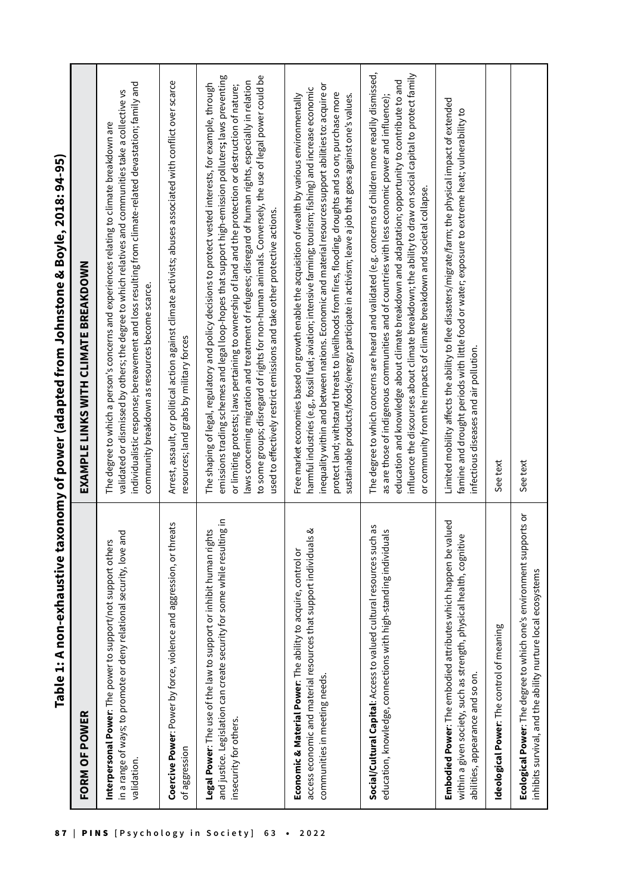## Table 1: A non-exhaustive taxonomy of power (adapted from Johnstone & Boyle, 2018: 94-95)

| FORM OF POWER | EXAMPLE LINKS WITH CLIMATE BREAKDOWN |
|---|---|
| **Interpersonal Power**: The power to support/not support others in a range of ways; to promote or deny relational security, love and validation. | The degree to which a person's concerns and experiences relating to climate breakdown are validated or dismissed by others; the degree to which relatives and communities take a collective vs individualistic response; bereavement and loss resulting from climate-related devastation; family and community breakdown as resources become scarce. |
| **Coercive Power**: Power by force, violence and aggression, or threats of aggression | Arrest, assault, or political action against climate activists; abuses associated with conflict over scarce resources; land grabs by military forces |
| **Legal Power**: The use of the law to support or inhibit human rights and justice. Legislation can create security for some while resulting in insecurity for others. | The shaping of legal, regulatory and policy decisions to protect vested interests, for example, through emissions trading schemes and legal loop-hopes that support high-emission polluters; laws preventing or limiting protests; laws pertaining to ownership of land and the protection or destruction of nature; laws concerning migration and treatment of refugees; disregard of human rights, especially in relation to some groups; disregard of rights for non-human animals. Conversely, the use of legal power could be used to effectively restrict emissions and take other protective actions. |
| **Economic & Material Power**: The ability to acquire, control or access economic and material resources that support individuals & communities in meeting needs. | Free market economies based on growth enable the acquisition of wealth by various environmentally harmful industries (e.g., fossil fuel; aviation; intensive farming; tourism; fishing) and increase economic inequality within and between nations. Economic and material resources support abilities to: acquire or protect land; withstand threats to livelihoods from fires, flooding, droughts and so on; purchase more sustainable products/foods/energy; participate in activism; leave a job that goes against one's values. |
| **Social/Cultural Capital**: Access to valued cultural resources such as education, knowledge, connections with high-standing individuals | The degree to which concerns are heard and validated (e.g., concerns of children more readily dismissed, as are those of indigenous communities and of countries with less economic power and influence); education and knowledge about climate breakdown and adaptation; opportunity to contribute to and influence the discourses about climate breakdown; the ability to draw on social capital to protect family or community from the impacts of climate breakdown and societal collapse. |
| **Embodied Power**: The embodied attributes which happen be valued within a given society, such as strength, physical health, cognitive abilities, appearance and so on. | Limited mobility affects the ability to flee disasters/migrate/farm; the physical impact of extended famine and drought periods with little food or water; exposure to extreme heat; vulnerability to infectious diseases and air pollution. |
| **Ideological Power**: The control of meaning | See text |
| **Ecological Power**: The degree to which one's environment supports or inhibits survival, and the ability nurture local ecosystems | See text |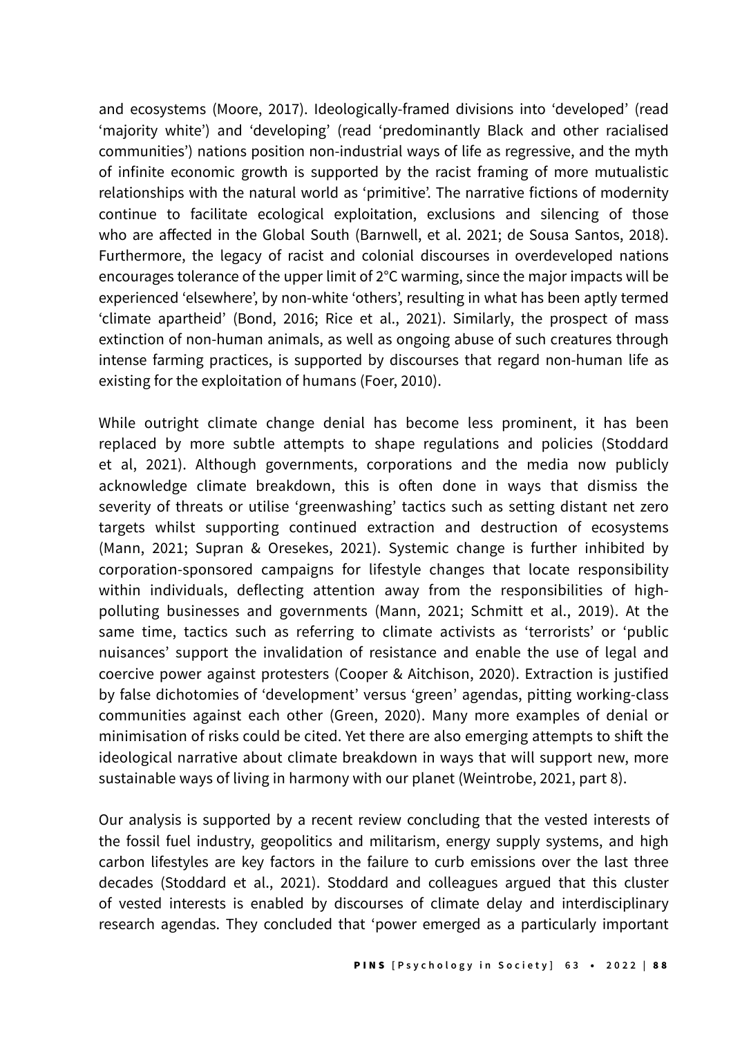and ecosystems (Moore, 2017). Ideologically-framed divisions into 'developed' (read 'majority white') and 'developing' (read 'predominantly Black and other racialised communities') nations position non-industrial ways of life as regressive, and the myth of infinite economic growth is supported by the racist framing of more mutualistic relationships with the natural world as 'primitive'. The narrative fictions of modernity continue to facilitate ecological exploitation, exclusions and silencing of those who are affected in the Global South (Barnwell, et al. 2021; de Sousa Santos, 2018). Furthermore, the legacy of racist and colonial discourses in overdeveloped nations encourages tolerance of the upper limit of 2°C warming, since the major impacts will be experienced 'elsewhere', by non-white 'others', resulting in what has been aptly termed 'climate apartheid' (Bond, 2016; Rice et al., 2021). Similarly, the prospect of mass extinction of non-human animals, as well as ongoing abuse of such creatures through intense farming practices, is supported by discourses that regard non-human life as existing for the exploitation of humans (Foer, 2010).

While outright climate change denial has become less prominent, it has been replaced by more subtle attempts to shape regulations and policies (Stoddard et al, 2021). Although governments, corporations and the media now publicly acknowledge climate breakdown, this is often done in ways that dismiss the severity of threats or utilise 'greenwashing' tactics such as setting distant net zero targets whilst supporting continued extraction and destruction of ecosystems (Mann, 2021; Supran & Oresekes, 2021). Systemic change is further inhibited by corporation-sponsored campaigns for lifestyle changes that locate responsibility within individuals, deflecting attention away from the responsibilities of high-polluting businesses and governments (Mann, 2021; Schmitt et al., 2019). At the same time, tactics such as referring to climate activists as 'terrorists' or 'public nuisances' support the invalidation of resistance and enable the use of legal and coercive power against protesters (Cooper & Aitchison, 2020). Extraction is justified by false dichotomies of 'development' versus 'green' agendas, pitting working-class communities against each other (Green, 2020). Many more examples of denial or minimisation of risks could be cited. Yet there are also emerging attempts to shift the ideological narrative about climate breakdown in ways that will support new, more sustainable ways of living in harmony with our planet (Weintrobe, 2021, part 8).

Our analysis is supported by a recent review concluding that the vested interests of the fossil fuel industry, geopolitics and militarism, energy supply systems, and high carbon lifestyles are key factors in the failure to curb emissions over the last three decades (Stoddard et al., 2021). Stoddard and colleagues argued that this cluster of vested interests is enabled by discourses of climate delay and interdisciplinary research agendas. They concluded that 'power emerged as a particularly important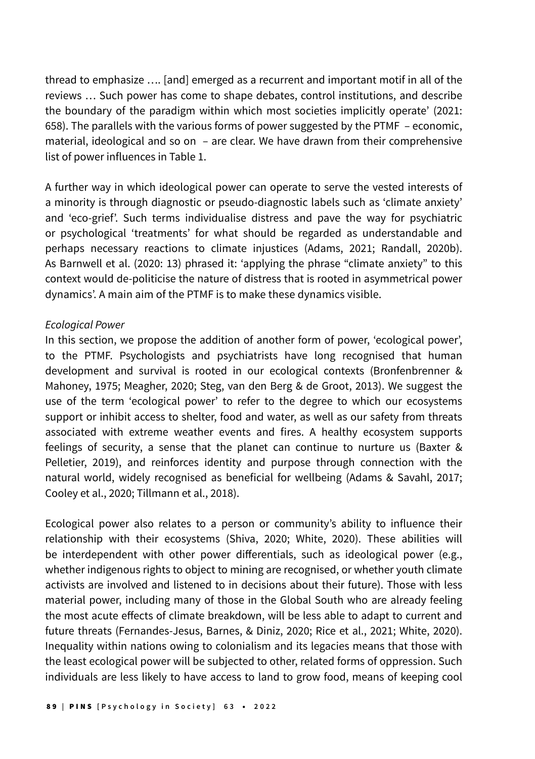thread to emphasize …. [and] emerged as a recurrent and important motif in all of the reviews … Such power has come to shape debates, control institutions, and describe the boundary of the paradigm within which most societies implicitly operate' (2021: 658). The parallels with the various forms of power suggested by the PTMF – economic, material, ideological and so on – are clear. We have drawn from their comprehensive list of power influences in Table 1.

A further way in which ideological power can operate to serve the vested interests of a minority is through diagnostic or pseudo-diagnostic labels such as 'climate anxiety' and 'eco-grief'. Such terms individualise distress and pave the way for psychiatric or psychological 'treatments' for what should be regarded as understandable and perhaps necessary reactions to climate injustices (Adams, 2021; Randall, 2020b). As Barnwell et al. (2020: 13) phrased it: 'applying the phrase "climate anxiety" to this context would de-politicise the nature of distress that is rooted in asymmetrical power dynamics'. A main aim of the PTMF is to make these dynamics visible.

*Ecological Power*

In this section, we propose the addition of another form of power, 'ecological power', to the PTMF. Psychologists and psychiatrists have long recognised that human development and survival is rooted in our ecological contexts (Bronfenbrenner & Mahoney, 1975; Meagher, 2020; Steg, van den Berg & de Groot, 2013). We suggest the use of the term 'ecological power' to refer to the degree to which our ecosystems support or inhibit access to shelter, food and water, as well as our safety from threats associated with extreme weather events and fires. A healthy ecosystem supports feelings of security, a sense that the planet can continue to nurture us (Baxter & Pelletier, 2019), and reinforces identity and purpose through connection with the natural world, widely recognised as beneficial for wellbeing (Adams & Savahl, 2017; Cooley et al., 2020; Tillmann et al., 2018).

Ecological power also relates to a person or community's ability to influence their relationship with their ecosystems (Shiva, 2020; White, 2020). These abilities will be interdependent with other power differentials, such as ideological power (e.g., whether indigenous rights to object to mining are recognised, or whether youth climate activists are involved and listened to in decisions about their future). Those with less material power, including many of those in the Global South who are already feeling the most acute effects of climate breakdown, will be less able to adapt to current and future threats (Fernandes-Jesus, Barnes, & Diniz, 2020; Rice et al., 2021; White, 2020). Inequality within nations owing to colonialism and its legacies means that those with the least ecological power will be subjected to other, related forms of oppression. Such individuals are less likely to have access to land to grow food, means of keeping cool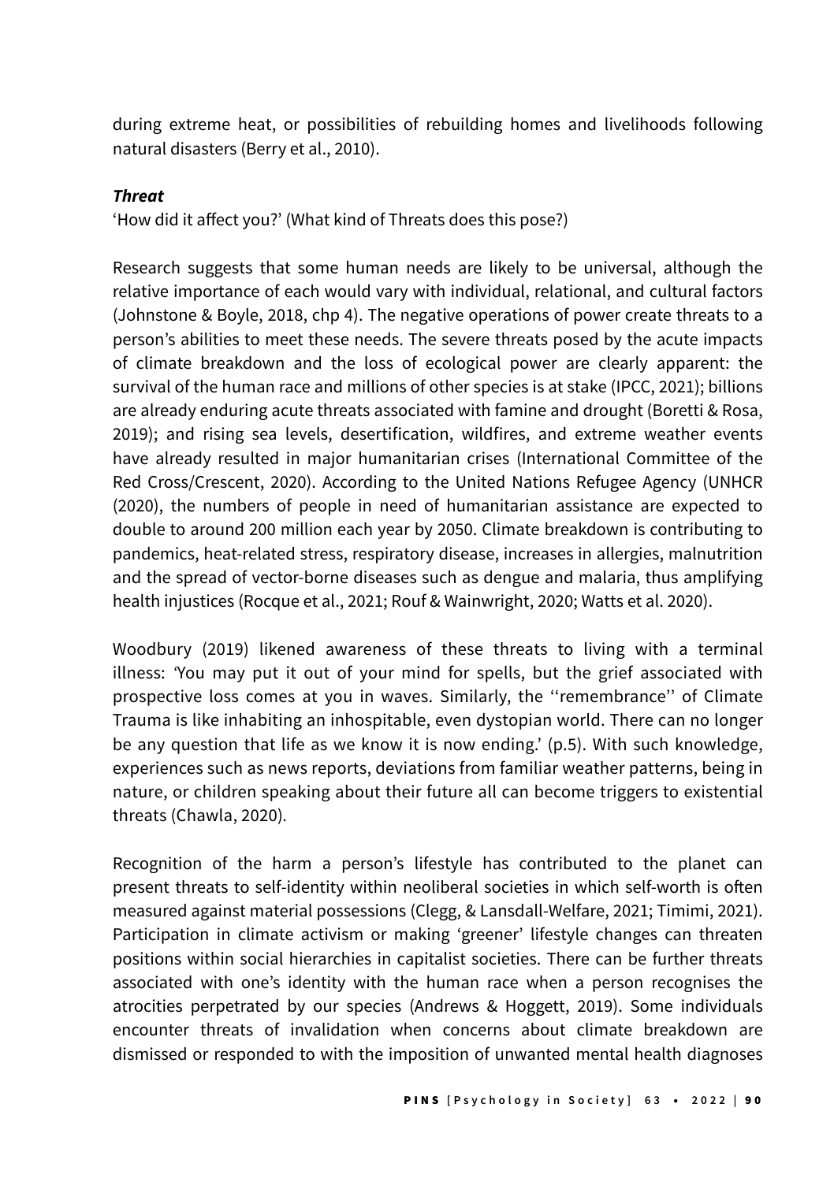during extreme heat, or possibilities of rebuilding homes and livelihoods following natural disasters (Berry et al., 2010).

***Threat***

'How did it affect you?' (What kind of Threats does this pose?)

Research suggests that some human needs are likely to be universal, although the relative importance of each would vary with individual, relational, and cultural factors (Johnstone & Boyle, 2018, chp 4). The negative operations of power create threats to a person's abilities to meet these needs. The severe threats posed by the acute impacts of climate breakdown and the loss of ecological power are clearly apparent: the survival of the human race and millions of other species is at stake (IPCC, 2021); billions are already enduring acute threats associated with famine and drought (Boretti & Rosa, 2019); and rising sea levels, desertification, wildfires, and extreme weather events have already resulted in major humanitarian crises (International Committee of the Red Cross/Crescent, 2020). According to the United Nations Refugee Agency (UNHCR (2020), the numbers of people in need of humanitarian assistance are expected to double to around 200 million each year by 2050. Climate breakdown is contributing to pandemics, heat-related stress, respiratory disease, increases in allergies, malnutrition and the spread of vector-borne diseases such as dengue and malaria, thus amplifying health injustices (Rocque et al., 2021; Rouf & Wainwright, 2020; Watts et al. 2020).

Woodbury (2019) likened awareness of these threats to living with a terminal illness: 'You may put it out of your mind for spells, but the grief associated with prospective loss comes at you in waves. Similarly, the ''remembrance'' of Climate Trauma is like inhabiting an inhospitable, even dystopian world. There can no longer be any question that life as we know it is now ending.' (p.5). With such knowledge, experiences such as news reports, deviations from familiar weather patterns, being in nature, or children speaking about their future all can become triggers to existential threats (Chawla, 2020).

Recognition of the harm a person's lifestyle has contributed to the planet can present threats to self-identity within neoliberal societies in which self-worth is often measured against material possessions (Clegg, & Lansdall-Welfare, 2021; Timimi, 2021). Participation in climate activism or making 'greener' lifestyle changes can threaten positions within social hierarchies in capitalist societies. There can be further threats associated with one's identity with the human race when a person recognises the atrocities perpetrated by our species (Andrews & Hoggett, 2019). Some individuals encounter threats of invalidation when concerns about climate breakdown are dismissed or responded to with the imposition of unwanted mental health diagnoses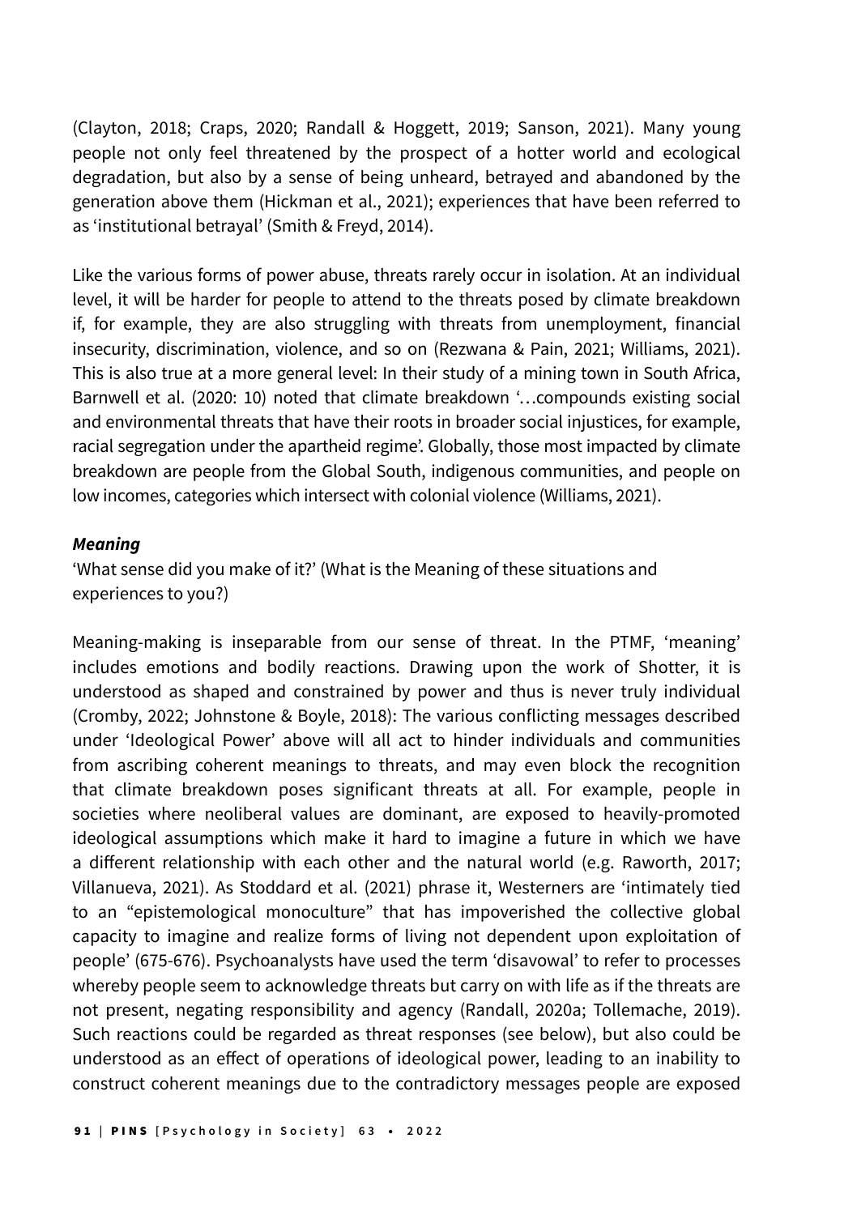(Clayton, 2018; Craps, 2020; Randall & Hoggett, 2019; Sanson, 2021). Many young people not only feel threatened by the prospect of a hotter world and ecological degradation, but also by a sense of being unheard, betrayed and abandoned by the generation above them (Hickman et al., 2021); experiences that have been referred to as 'institutional betrayal' (Smith & Freyd, 2014).

Like the various forms of power abuse, threats rarely occur in isolation. At an individual level, it will be harder for people to attend to the threats posed by climate breakdown if, for example, they are also struggling with threats from unemployment, financial insecurity, discrimination, violence, and so on (Rezwana & Pain, 2021; Williams, 2021). This is also true at a more general level: In their study of a mining town in South Africa, Barnwell et al. (2020: 10) noted that climate breakdown '…compounds existing social and environmental threats that have their roots in broader social injustices, for example, racial segregation under the apartheid regime'. Globally, those most impacted by climate breakdown are people from the Global South, indigenous communities, and people on low incomes, categories which intersect with colonial violence (Williams, 2021).

***Meaning***

'What sense did you make of it?' (What is the Meaning of these situations and experiences to you?)

Meaning-making is inseparable from our sense of threat. In the PTMF, 'meaning' includes emotions and bodily reactions. Drawing upon the work of Shotter, it is understood as shaped and constrained by power and thus is never truly individual (Cromby, 2022; Johnstone & Boyle, 2018): The various conflicting messages described under 'Ideological Power' above will all act to hinder individuals and communities from ascribing coherent meanings to threats, and may even block the recognition that climate breakdown poses significant threats at all. For example, people in societies where neoliberal values are dominant, are exposed to heavily-promoted ideological assumptions which make it hard to imagine a future in which we have a different relationship with each other and the natural world (e.g. Raworth, 2017; Villanueva, 2021). As Stoddard et al. (2021) phrase it, Westerners are 'intimately tied to an "epistemological monoculture" that has impoverished the collective global capacity to imagine and realize forms of living not dependent upon exploitation of people' (675-676). Psychoanalysts have used the term 'disavowal' to refer to processes whereby people seem to acknowledge threats but carry on with life as if the threats are not present, negating responsibility and agency (Randall, 2020a; Tollemache, 2019). Such reactions could be regarded as threat responses (see below), but also could be understood as an effect of operations of ideological power, leading to an inability to construct coherent meanings due to the contradictory messages people are exposed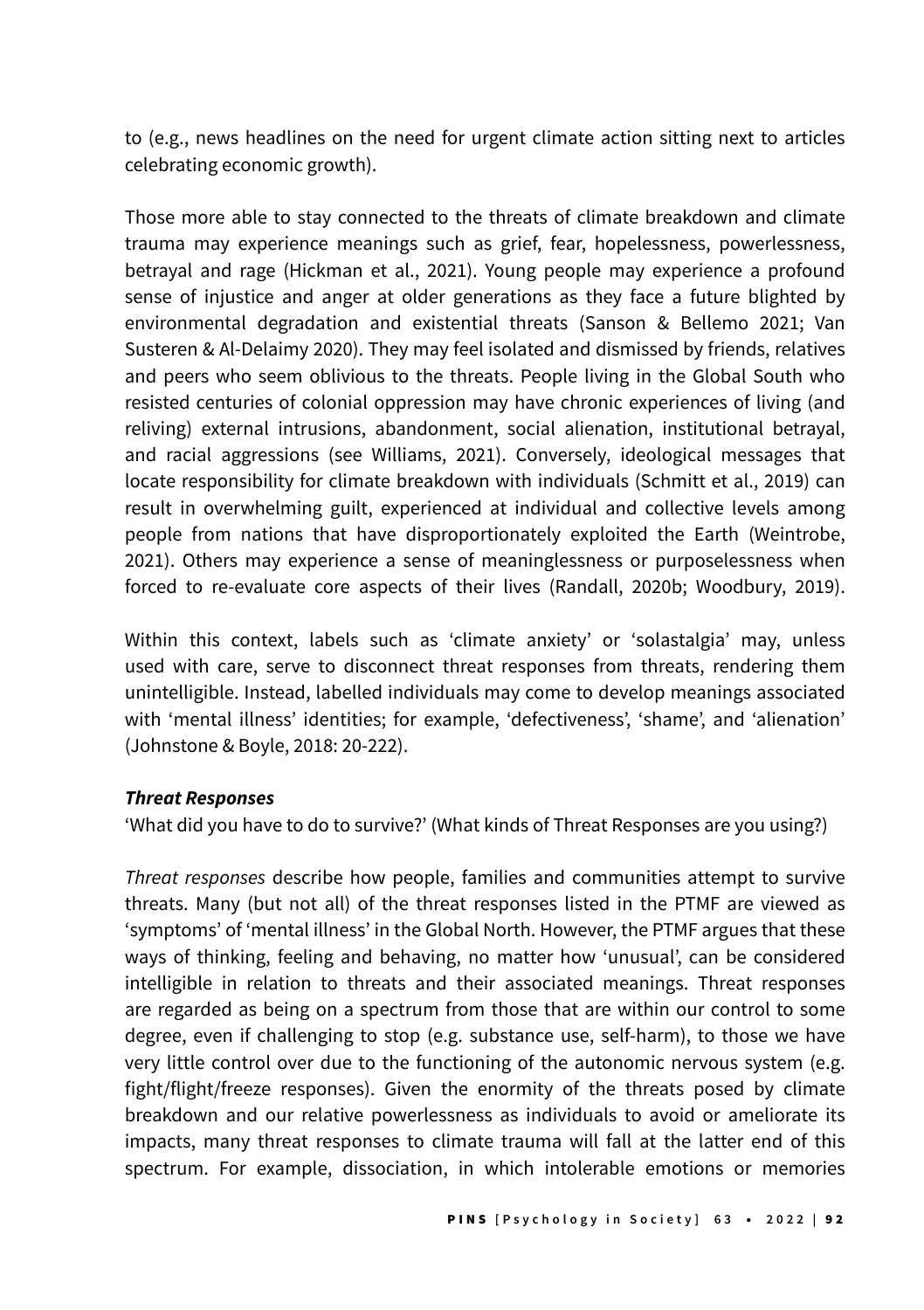to (e.g., news headlines on the need for urgent climate action sitting next to articles celebrating economic growth).

Those more able to stay connected to the threats of climate breakdown and climate trauma may experience meanings such as grief, fear, hopelessness, powerlessness, betrayal and rage (Hickman et al., 2021). Young people may experience a profound sense of injustice and anger at older generations as they face a future blighted by environmental degradation and existential threats (Sanson & Bellemo 2021; Van Susteren & Al-Delaimy 2020). They may feel isolated and dismissed by friends, relatives and peers who seem oblivious to the threats. People living in the Global South who resisted centuries of colonial oppression may have chronic experiences of living (and reliving) external intrusions, abandonment, social alienation, institutional betrayal, and racial aggressions (see Williams, 2021). Conversely, ideological messages that locate responsibility for climate breakdown with individuals (Schmitt et al., 2019) can result in overwhelming guilt, experienced at individual and collective levels among people from nations that have disproportionately exploited the Earth (Weintrobe, 2021). Others may experience a sense of meaninglessness or purposelessness when forced to re-evaluate core aspects of their lives (Randall, 2020b; Woodbury, 2019).

Within this context, labels such as 'climate anxiety' or 'solastalgia' may, unless used with care, serve to disconnect threat responses from threats, rendering them unintelligible. Instead, labelled individuals may come to develop meanings associated with 'mental illness' identities; for example, 'defectiveness', 'shame', and 'alienation' (Johnstone & Boyle, 2018: 20-222).

***Threat Responses***

'What did you have to do to survive?' (What kinds of Threat Responses are you using?)

*Threat responses* describe how people, families and communities attempt to survive threats. Many (but not all) of the threat responses listed in the PTMF are viewed as 'symptoms' of 'mental illness' in the Global North. However, the PTMF argues that these ways of thinking, feeling and behaving, no matter how 'unusual', can be considered intelligible in relation to threats and their associated meanings. Threat responses are regarded as being on a spectrum from those that are within our control to some degree, even if challenging to stop (e.g. substance use, self-harm), to those we have very little control over due to the functioning of the autonomic nervous system (e.g. fight/flight/freeze responses). Given the enormity of the threats posed by climate breakdown and our relative powerlessness as individuals to avoid or ameliorate its impacts, many threat responses to climate trauma will fall at the latter end of this spectrum. For example, dissociation, in which intolerable emotions or memories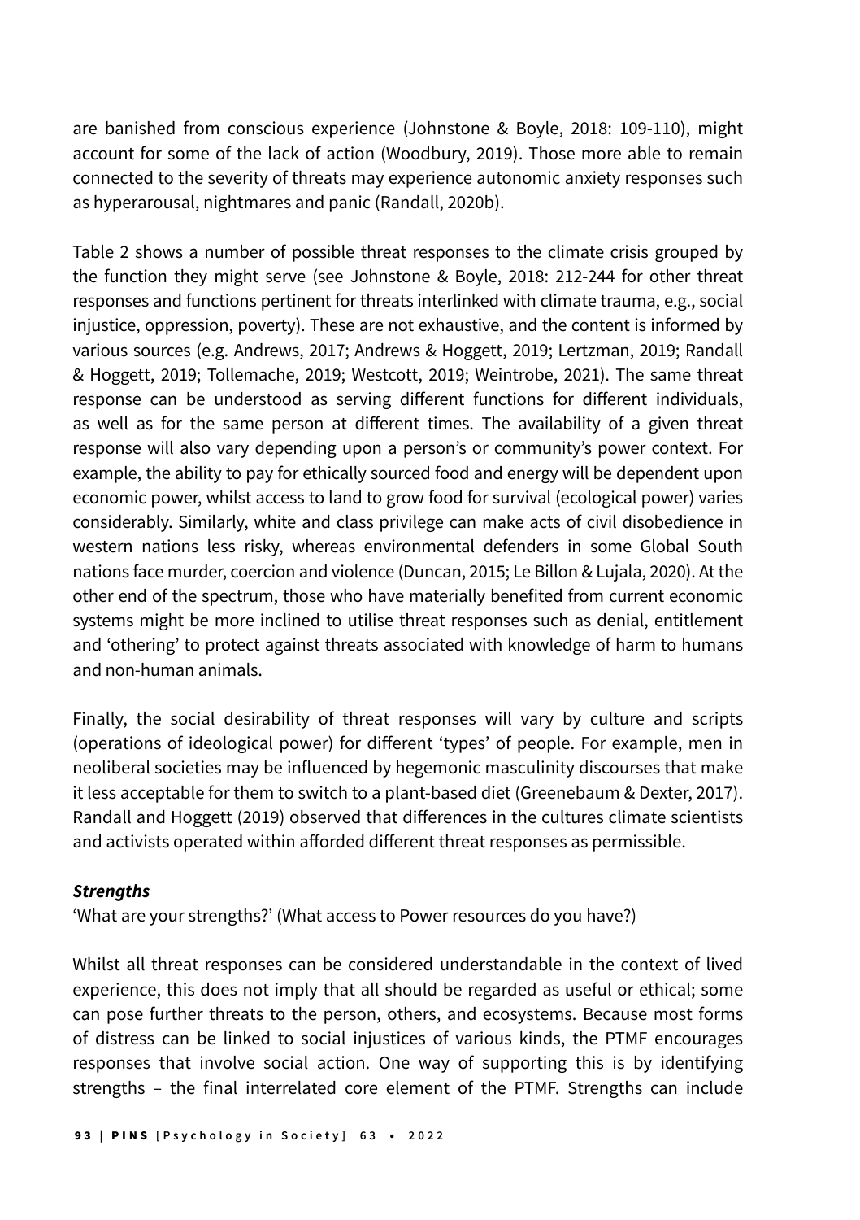are banished from conscious experience (Johnstone & Boyle, 2018: 109-110), might account for some of the lack of action (Woodbury, 2019). Those more able to remain connected to the severity of threats may experience autonomic anxiety responses such as hyperarousal, nightmares and panic (Randall, 2020b).

Table 2 shows a number of possible threat responses to the climate crisis grouped by the function they might serve (see Johnstone & Boyle, 2018: 212-244 for other threat responses and functions pertinent for threats interlinked with climate trauma, e.g., social injustice, oppression, poverty). These are not exhaustive, and the content is informed by various sources (e.g. Andrews, 2017; Andrews & Hoggett, 2019; Lertzman, 2019; Randall & Hoggett, 2019; Tollemache, 2019; Westcott, 2019; Weintrobe, 2021). The same threat response can be understood as serving different functions for different individuals, as well as for the same person at different times. The availability of a given threat response will also vary depending upon a person's or community's power context. For example, the ability to pay for ethically sourced food and energy will be dependent upon economic power, whilst access to land to grow food for survival (ecological power) varies considerably. Similarly, white and class privilege can make acts of civil disobedience in western nations less risky, whereas environmental defenders in some Global South nations face murder, coercion and violence (Duncan, 2015; Le Billon & Lujala, 2020). At the other end of the spectrum, those who have materially benefited from current economic systems might be more inclined to utilise threat responses such as denial, entitlement and 'othering' to protect against threats associated with knowledge of harm to humans and non-human animals.

Finally, the social desirability of threat responses will vary by culture and scripts (operations of ideological power) for different 'types' of people. For example, men in neoliberal societies may be influenced by hegemonic masculinity discourses that make it less acceptable for them to switch to a plant-based diet (Greenebaum & Dexter, 2017). Randall and Hoggett (2019) observed that differences in the cultures climate scientists and activists operated within afforded different threat responses as permissible.

***Strengths***

'What are your strengths?' (What access to Power resources do you have?)

Whilst all threat responses can be considered understandable in the context of lived experience, this does not imply that all should be regarded as useful or ethical; some can pose further threats to the person, others, and ecosystems. Because most forms of distress can be linked to social injustices of various kinds, the PTMF encourages responses that involve social action. One way of supporting this is by identifying strengths – the final interrelated core element of the PTMF. Strengths can include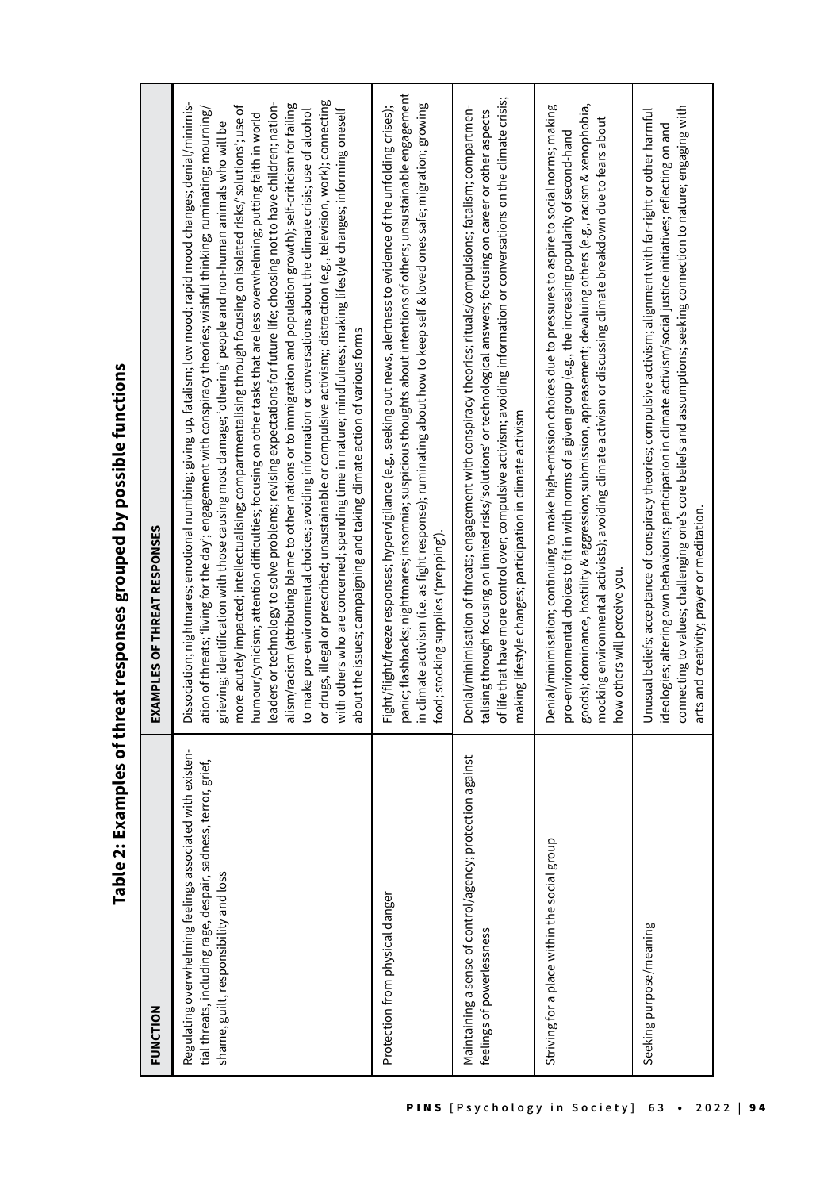# Table 2: Examples of threat responses grouped by possible functions

| FUNCTION | EXAMPLES OF THREAT RESPONSES |
| --- | --- |
| Regulating overwhelming feelings associated with existential threats, including rage, despair, sadness, terror, grief, shame, guilt, responsibility and loss | Dissociation; nightmares; emotional numbing; giving up, fatalism; low mood; rapid mood changes; denial/minimisation of threats; 'living for the day'; engagement with conspiracy theories; wishful thinking; ruminating; mourning/grieving; identification with those causing most damage; 'othering' people and non-human animals who will be more acutely impacted; intellectualising; compartmentalising through focusing on isolated risks/'solutions'; use of humour/cynicism; attention difficulties; focusing on other tasks that are less overwhelming; putting faith in world leaders or technology to solve problems; revising expectations for future life; choosing not to have children; nationalism/racism (attributing blame to other nations or to immigration and population growth); self-criticism for failing to make pro-environmental choices; avoiding information or conversations about the climate crisis; use of alcohol or drugs, illegal or prescribed; unsustainable or compulsive activism;; distraction (e.g., television, work); connecting with others who are concerned; spending time in nature; mindfulness; making lifestyle changes; informing oneself about the issues; campaigning and taking climate action of various forms |
| Protection from physical danger | Fight/flight/freeze responses; hypervigilance (e.g., seeking out news, alertness to evidence of the unfolding crises); panic; flashbacks; nightmares; insomnia; suspicious thoughts about intentions of others; unsustainable engagement in climate activism (i.e. as fight response); ruminating about how to keep self & loved ones safe; migration; growing food; stocking supplies ('prepping'). |
| Maintaining a sense of control/agency; protection against feelings of powerlessness | Denial/minimisation of threats; engagement with conspiracy theories; rituals/compulsions; fatalism; compartmentalising through focusing on limited risks/'solutions' or technological answers; focusing on career or other aspects of life that have more control over; compulsive activism; avoiding information or conversations on the climate crisis; making lifestyle changes; participation in climate activism |
| Striving for a place within the social group | Denial/minimisation; continuing to make high-emission choices due to pressures to aspire to social norms; making pro-environmental choices to fit in with norms of a given group (e.g., the increasing popularity of second-hand goods); dominance, hostility & aggression; submission, appeasement; devaluing others (e.g., racism & xenophobia, mocking environmental activists); avoiding climate activism or discussing climate breakdown due to fears about how others will perceive you. |
| Seeking purpose/meaning | Unusual beliefs; acceptance of conspiracy theories; compulsive activism; alignment with far-right or other harmful ideologies; altering own behaviours; participation in climate activism/social justice initiatives; reflecting on and connecting to values; challenging one's core beliefs and assumptions; seeking connection to nature; engaging with arts and creativity; prayer or meditation. |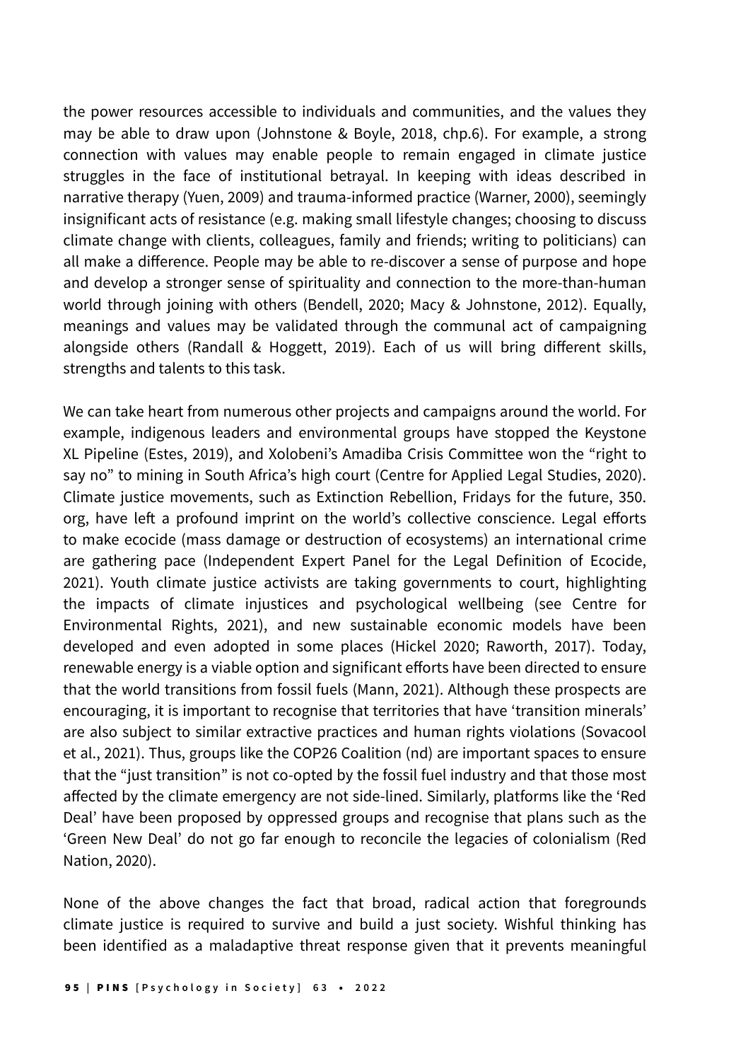the power resources accessible to individuals and communities, and the values they may be able to draw upon (Johnstone & Boyle, 2018, chp.6). For example, a strong connection with values may enable people to remain engaged in climate justice struggles in the face of institutional betrayal. In keeping with ideas described in narrative therapy (Yuen, 2009) and trauma-informed practice (Warner, 2000), seemingly insignificant acts of resistance (e.g. making small lifestyle changes; choosing to discuss climate change with clients, colleagues, family and friends; writing to politicians) can all make a difference. People may be able to re-discover a sense of purpose and hope and develop a stronger sense of spirituality and connection to the more-than-human world through joining with others (Bendell, 2020; Macy & Johnstone, 2012). Equally, meanings and values may be validated through the communal act of campaigning alongside others (Randall & Hoggett, 2019). Each of us will bring different skills, strengths and talents to this task.

We can take heart from numerous other projects and campaigns around the world. For example, indigenous leaders and environmental groups have stopped the Keystone XL Pipeline (Estes, 2019), and Xolobeni's Amadiba Crisis Committee won the "right to say no" to mining in South Africa's high court (Centre for Applied Legal Studies, 2020). Climate justice movements, such as Extinction Rebellion, Fridays for the future, 350.org, have left a profound imprint on the world's collective conscience. Legal efforts to make ecocide (mass damage or destruction of ecosystems) an international crime are gathering pace (Independent Expert Panel for the Legal Definition of Ecocide, 2021). Youth climate justice activists are taking governments to court, highlighting the impacts of climate injustices and psychological wellbeing (see Centre for Environmental Rights, 2021), and new sustainable economic models have been developed and even adopted in some places (Hickel 2020; Raworth, 2017). Today, renewable energy is a viable option and significant efforts have been directed to ensure that the world transitions from fossil fuels (Mann, 2021). Although these prospects are encouraging, it is important to recognise that territories that have 'transition minerals' are also subject to similar extractive practices and human rights violations (Sovacool et al., 2021). Thus, groups like the COP26 Coalition (nd) are important spaces to ensure that the "just transition" is not co-opted by the fossil fuel industry and that those most affected by the climate emergency are not side-lined. Similarly, platforms like the 'Red Deal' have been proposed by oppressed groups and recognise that plans such as the 'Green New Deal' do not go far enough to reconcile the legacies of colonialism (Red Nation, 2020).

None of the above changes the fact that broad, radical action that foregrounds climate justice is required to survive and build a just society. Wishful thinking has been identified as a maladaptive threat response given that it prevents meaningful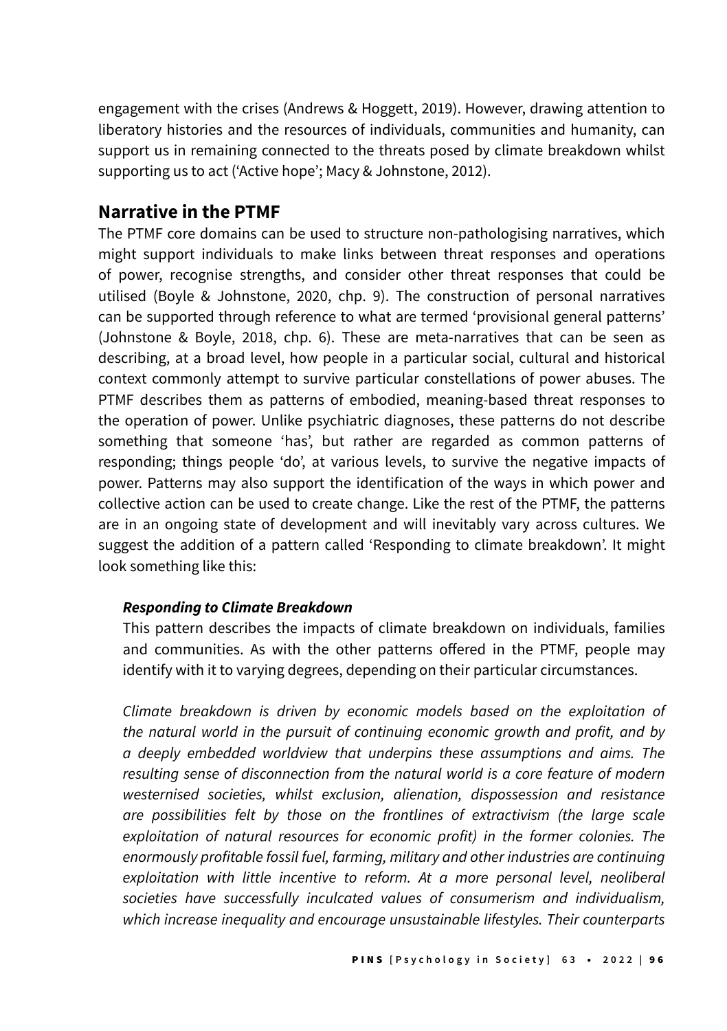engagement with the crises (Andrews & Hoggett, 2019). However, drawing attention to liberatory histories and the resources of individuals, communities and humanity, can support us in remaining connected to the threats posed by climate breakdown whilst supporting us to act ('Active hope'; Macy & Johnstone, 2012).

## Narrative in the PTMF

The PTMF core domains can be used to structure non-pathologising narratives, which might support individuals to make links between threat responses and operations of power, recognise strengths, and consider other threat responses that could be utilised (Boyle & Johnstone, 2020, chp. 9). The construction of personal narratives can be supported through reference to what are termed 'provisional general patterns' (Johnstone & Boyle, 2018, chp. 6). These are meta-narratives that can be seen as describing, at a broad level, how people in a particular social, cultural and historical context commonly attempt to survive particular constellations of power abuses. The PTMF describes them as patterns of embodied, meaning-based threat responses to the operation of power. Unlike psychiatric diagnoses, these patterns do not describe something that someone 'has', but rather are regarded as common patterns of responding; things people 'do', at various levels, to survive the negative impacts of power. Patterns may also support the identification of the ways in which power and collective action can be used to create change. Like the rest of the PTMF, the patterns are in an ongoing state of development and will inevitably vary across cultures. We suggest the addition of a pattern called 'Responding to climate breakdown'. It might look something like this:

> ***Responding to Climate Breakdown***
>
> This pattern describes the impacts of climate breakdown on individuals, families and communities. As with the other patterns offered in the PTMF, people may identify with it to varying degrees, depending on their particular circumstances.
>
> *Climate breakdown is driven by economic models based on the exploitation of the natural world in the pursuit of continuing economic growth and profit, and by a deeply embedded worldview that underpins these assumptions and aims. The resulting sense of disconnection from the natural world is a core feature of modern westernised societies, whilst exclusion, alienation, dispossession and resistance are possibilities felt by those on the frontlines of extractivism (the large scale exploitation of natural resources for economic profit) in the former colonies. The enormously profitable fossil fuel, farming, military and other industries are continuing exploitation with little incentive to reform. At a more personal level, neoliberal societies have successfully inculcated values of consumerism and individualism, which increase inequality and encourage unsustainable lifestyles. Their counterparts*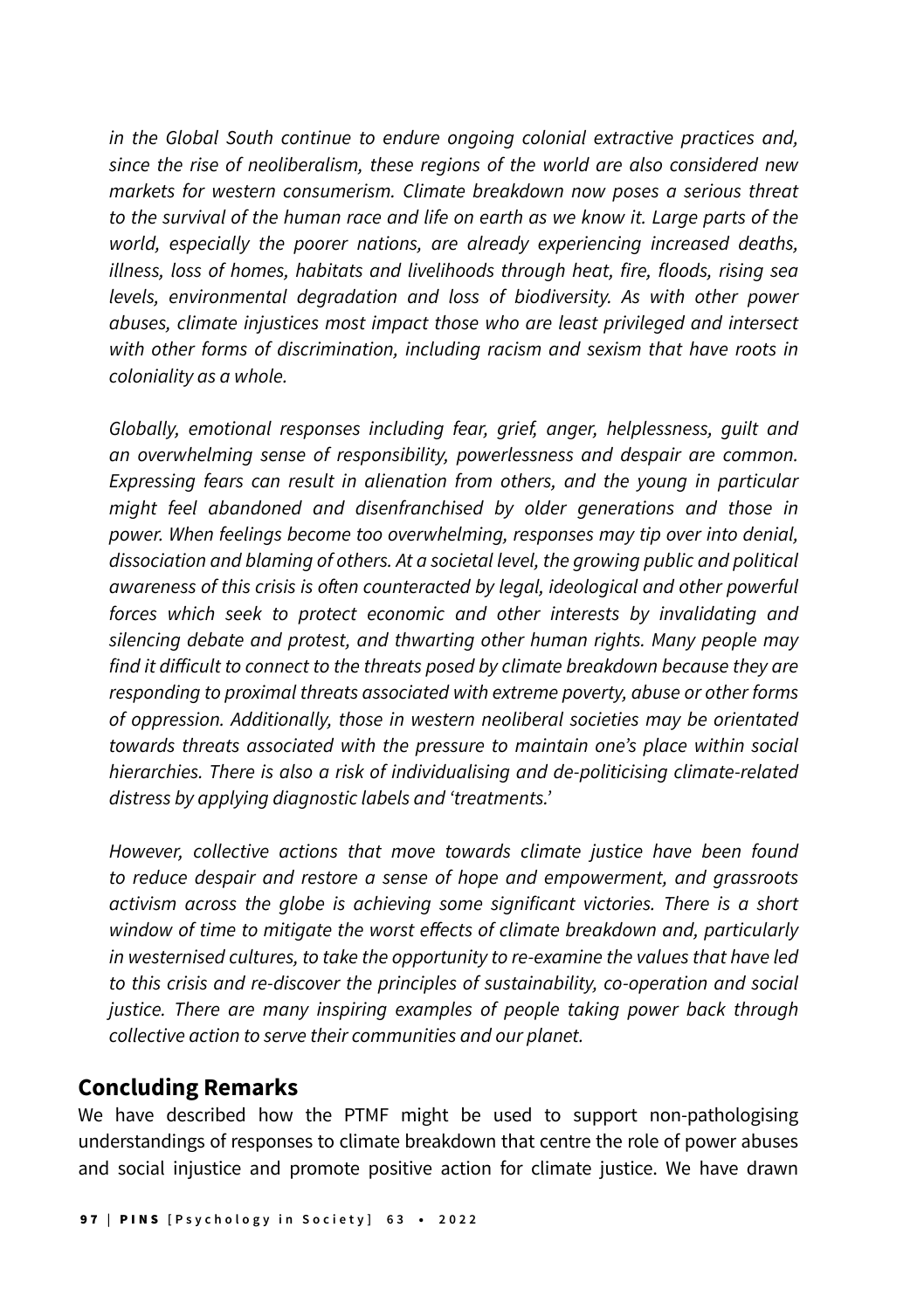*in the Global South continue to endure ongoing colonial extractive practices and, since the rise of neoliberalism, these regions of the world are also considered new markets for western consumerism. Climate breakdown now poses a serious threat to the survival of the human race and life on earth as we know it. Large parts of the world, especially the poorer nations, are already experiencing increased deaths, illness, loss of homes, habitats and livelihoods through heat, fire, floods, rising sea levels, environmental degradation and loss of biodiversity. As with other power abuses, climate injustices most impact those who are least privileged and intersect with other forms of discrimination, including racism and sexism that have roots in coloniality as a whole.*

*Globally, emotional responses including fear, grief, anger, helplessness, guilt and an overwhelming sense of responsibility, powerlessness and despair are common. Expressing fears can result in alienation from others, and the young in particular might feel abandoned and disenfranchised by older generations and those in power. When feelings become too overwhelming, responses may tip over into denial, dissociation and blaming of others. At a societal level, the growing public and political awareness of this crisis is often counteracted by legal, ideological and other powerful forces which seek to protect economic and other interests by invalidating and silencing debate and protest, and thwarting other human rights. Many people may find it difficult to connect to the threats posed by climate breakdown because they are responding to proximal threats associated with extreme poverty, abuse or other forms of oppression. Additionally, those in western neoliberal societies may be orientated towards threats associated with the pressure to maintain one's place within social hierarchies. There is also a risk of individualising and de-politicising climate-related distress by applying diagnostic labels and 'treatments.'*

*However, collective actions that move towards climate justice have been found to reduce despair and restore a sense of hope and empowerment, and grassroots activism across the globe is achieving some significant victories. There is a short window of time to mitigate the worst effects of climate breakdown and, particularly in westernised cultures, to take the opportunity to re-examine the values that have led to this crisis and re-discover the principles of sustainability, co-operation and social justice. There are many inspiring examples of people taking power back through collective action to serve their communities and our planet.*

## Concluding Remarks

We have described how the PTMF might be used to support non-pathologising understandings of responses to climate breakdown that centre the role of power abuses and social injustice and promote positive action for climate justice. We have drawn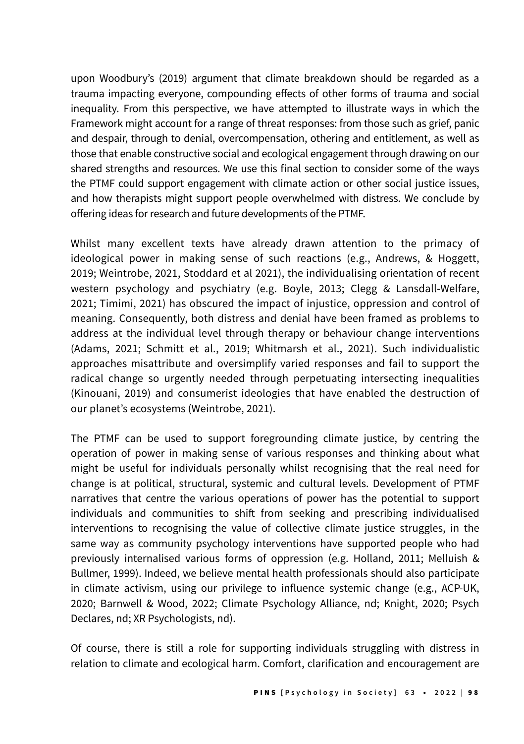upon Woodbury's (2019) argument that climate breakdown should be regarded as a trauma impacting everyone, compounding effects of other forms of trauma and social inequality. From this perspective, we have attempted to illustrate ways in which the Framework might account for a range of threat responses: from those such as grief, panic and despair, through to denial, overcompensation, othering and entitlement, as well as those that enable constructive social and ecological engagement through drawing on our shared strengths and resources. We use this final section to consider some of the ways the PTMF could support engagement with climate action or other social justice issues, and how therapists might support people overwhelmed with distress. We conclude by offering ideas for research and future developments of the PTMF.

Whilst many excellent texts have already drawn attention to the primacy of ideological power in making sense of such reactions (e.g., Andrews, & Hoggett, 2019; Weintrobe, 2021, Stoddard et al 2021), the individualising orientation of recent western psychology and psychiatry (e.g. Boyle, 2013; Clegg & Lansdall-Welfare, 2021; Timimi, 2021) has obscured the impact of injustice, oppression and control of meaning. Consequently, both distress and denial have been framed as problems to address at the individual level through therapy or behaviour change interventions (Adams, 2021; Schmitt et al., 2019; Whitmarsh et al., 2021). Such individualistic approaches misattribute and oversimplify varied responses and fail to support the radical change so urgently needed through perpetuating intersecting inequalities (Kinouani, 2019) and consumerist ideologies that have enabled the destruction of our planet's ecosystems (Weintrobe, 2021).

The PTMF can be used to support foregrounding climate justice, by centring the operation of power in making sense of various responses and thinking about what might be useful for individuals personally whilst recognising that the real need for change is at political, structural, systemic and cultural levels. Development of PTMF narratives that centre the various operations of power has the potential to support individuals and communities to shift from seeking and prescribing individualised interventions to recognising the value of collective climate justice struggles, in the same way as community psychology interventions have supported people who had previously internalised various forms of oppression (e.g. Holland, 2011; Melluish & Bullmer, 1999). Indeed, we believe mental health professionals should also participate in climate activism, using our privilege to influence systemic change (e.g., ACP-UK, 2020; Barnwell & Wood, 2022; Climate Psychology Alliance, nd; Knight, 2020; Psych Declares, nd; XR Psychologists, nd).

Of course, there is still a role for supporting individuals struggling with distress in relation to climate and ecological harm. Comfort, clarification and encouragement are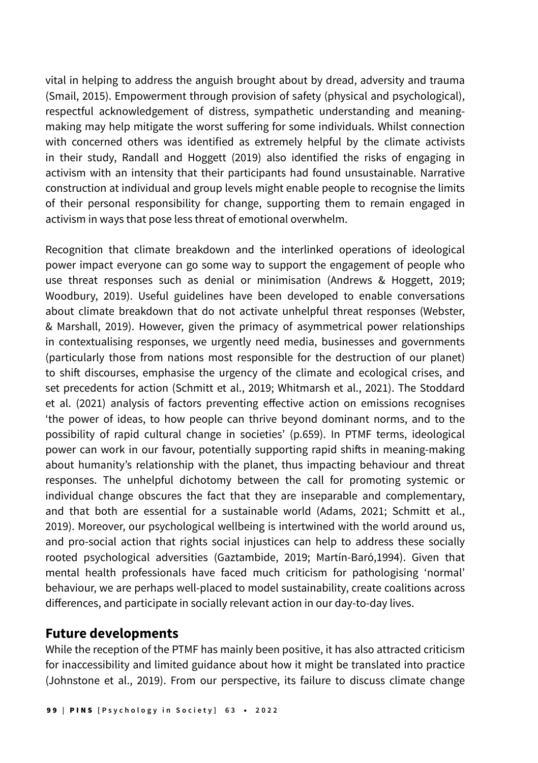vital in helping to address the anguish brought about by dread, adversity and trauma (Smail, 2015). Empowerment through provision of safety (physical and psychological), respectful acknowledgement of distress, sympathetic understanding and meaning-making may help mitigate the worst suffering for some individuals. Whilst connection with concerned others was identified as extremely helpful by the climate activists in their study, Randall and Hoggett (2019) also identified the risks of engaging in activism with an intensity that their participants had found unsustainable. Narrative construction at individual and group levels might enable people to recognise the limits of their personal responsibility for change, supporting them to remain engaged in activism in ways that pose less threat of emotional overwhelm.

Recognition that climate breakdown and the interlinked operations of ideological power impact everyone can go some way to support the engagement of people who use threat responses such as denial or minimisation (Andrews & Hoggett, 2019; Woodbury, 2019). Useful guidelines have been developed to enable conversations about climate breakdown that do not activate unhelpful threat responses (Webster, & Marshall, 2019). However, given the primacy of asymmetrical power relationships in contextualising responses, we urgently need media, businesses and governments (particularly those from nations most responsible for the destruction of our planet) to shift discourses, emphasise the urgency of the climate and ecological crises, and set precedents for action (Schmitt et al., 2019; Whitmarsh et al., 2021). The Stoddard et al. (2021) analysis of factors preventing effective action on emissions recognises 'the power of ideas, to how people can thrive beyond dominant norms, and to the possibility of rapid cultural change in societies' (p.659). In PTMF terms, ideological power can work in our favour, potentially supporting rapid shifts in meaning-making about humanity's relationship with the planet, thus impacting behaviour and threat responses. The unhelpful dichotomy between the call for promoting systemic or individual change obscures the fact that they are inseparable and complementary, and that both are essential for a sustainable world (Adams, 2021; Schmitt et al., 2019). Moreover, our psychological wellbeing is intertwined with the world around us, and pro-social action that rights social injustices can help to address these socially rooted psychological adversities (Gaztambide, 2019; Martín-Baró,1994). Given that mental health professionals have faced much criticism for pathologising 'normal' behaviour, we are perhaps well-placed to model sustainability, create coalitions across differences, and participate in socially relevant action in our day-to-day lives.

## Future developments

While the reception of the PTMF has mainly been positive, it has also attracted criticism for inaccessibility and limited guidance about how it might be translated into practice (Johnstone et al., 2019). From our perspective, its failure to discuss climate change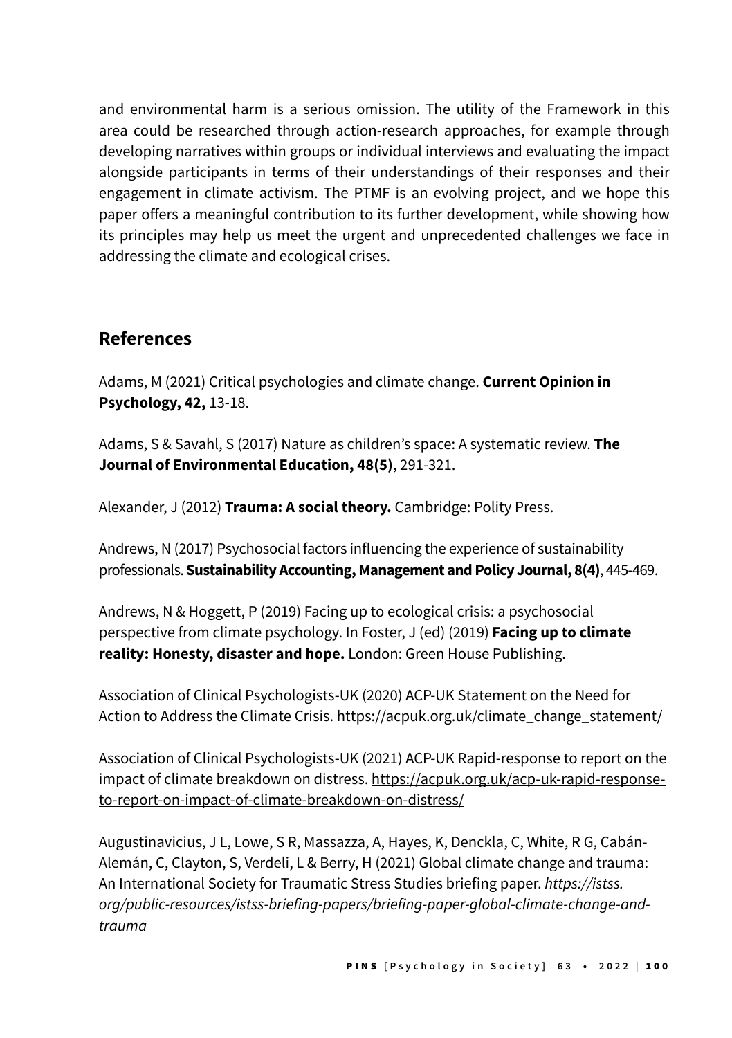and environmental harm is a serious omission. The utility of the Framework in this area could be researched through action-research approaches, for example through developing narratives within groups or individual interviews and evaluating the impact alongside participants in terms of their understandings of their responses and their engagement in climate activism. The PTMF is an evolving project, and we hope this paper offers a meaningful contribution to its further development, while showing how its principles may help us meet the urgent and unprecedented challenges we face in addressing the climate and ecological crises.

## References

Adams, M (2021) Critical psychologies and climate change. **Current Opinion in Psychology, 42,** 13-18.

Adams, S & Savahl, S (2017) Nature as children's space: A systematic review. **The Journal of Environmental Education, 48(5)**, 291-321.

Alexander, J (2012) **Trauma: A social theory.** Cambridge: Polity Press.

Andrews, N (2017) Psychosocial factors influencing the experience of sustainability professionals. **Sustainability Accounting, Management and Policy Journal, 8(4)**, 445-469.

Andrews, N & Hoggett, P (2019) Facing up to ecological crisis: a psychosocial perspective from climate psychology. In Foster, J (ed) (2019) **Facing up to climate reality: Honesty, disaster and hope.** London: Green House Publishing.

Association of Clinical Psychologists-UK (2020) ACP-UK Statement on the Need for Action to Address the Climate Crisis. https://acpuk.org.uk/climate_change_statement/

Association of Clinical Psychologists-UK (2021) ACP-UK Rapid-response to report on the impact of climate breakdown on distress. https://acpuk.org.uk/acp-uk-rapid-response-to-report-on-impact-of-climate-breakdown-on-distress/

Augustinavicius, J L, Lowe, S R, Massazza, A, Hayes, K, Denckla, C, White, R G, Cabán-Alemán, C, Clayton, S, Verdeli, L & Berry, H (2021) Global climate change and trauma: An International Society for Traumatic Stress Studies briefing paper. *https://istss.org/public-resources/istss-briefing-papers/briefing-paper-global-climate-change-and-trauma*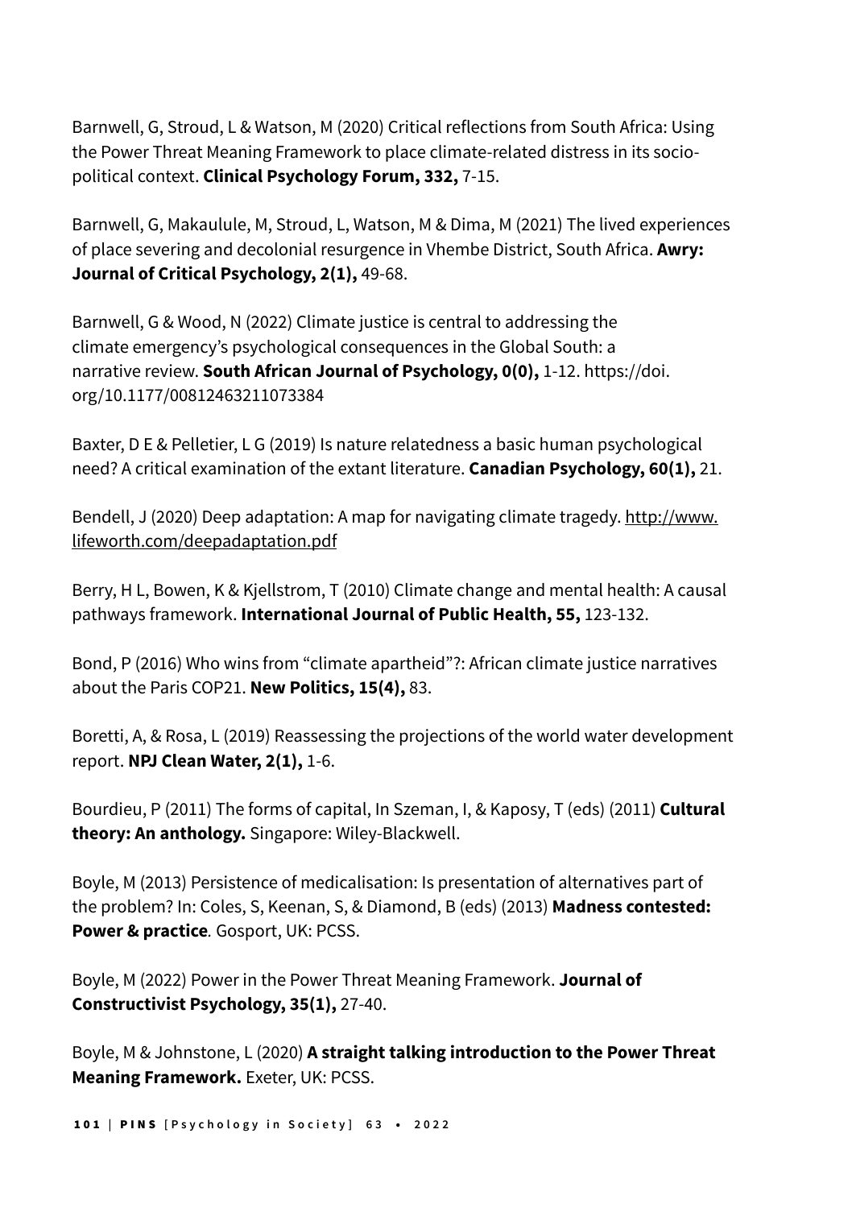Barnwell, G, Stroud, L & Watson, M (2020) Critical reflections from South Africa: Using the Power Threat Meaning Framework to place climate-related distress in its socio-political context. **Clinical Psychology Forum, 332,** 7-15.

Barnwell, G, Makaulule, M, Stroud, L, Watson, M & Dima, M (2021) The lived experiences of place severing and decolonial resurgence in Vhembe District, South Africa. **Awry: Journal of Critical Psychology, 2(1),** 49-68.

Barnwell, G & Wood, N (2022) Climate justice is central to addressing the climate emergency's psychological consequences in the Global South: a narrative review. **South African Journal of Psychology, 0(0),** 1-12. https://doi.org/10.1177/00812463211073384

Baxter, D E & Pelletier, L G (2019) Is nature relatedness a basic human psychological need? A critical examination of the extant literature. **Canadian Psychology, 60(1),** 21.

Bendell, J (2020) Deep adaptation: A map for navigating climate tragedy. http://www.lifeworth.com/deepadaptation.pdf

Berry, H L, Bowen, K & Kjellstrom, T (2010) Climate change and mental health: A causal pathways framework. **International Journal of Public Health, 55,** 123-132.

Bond, P (2016) Who wins from "climate apartheid"?: African climate justice narratives about the Paris COP21. **New Politics, 15(4),** 83.

Boretti, A, & Rosa, L (2019) Reassessing the projections of the world water development report. **NPJ Clean Water, 2(1),** 1-6.

Bourdieu, P (2011) The forms of capital, In Szeman, I, & Kaposy, T (eds) (2011) **Cultural theory: An anthology.** Singapore: Wiley-Blackwell.

Boyle, M (2013) Persistence of medicalisation: Is presentation of alternatives part of the problem? In: Coles, S, Keenan, S, & Diamond, B (eds) (2013) **Madness contested: Power & practice***.* Gosport, UK: PCSS.

Boyle, M (2022) Power in the Power Threat Meaning Framework. **Journal of Constructivist Psychology, 35(1),** 27-40.

Boyle, M & Johnstone, L (2020) **A straight talking introduction to the Power Threat Meaning Framework.** Exeter, UK: PCSS.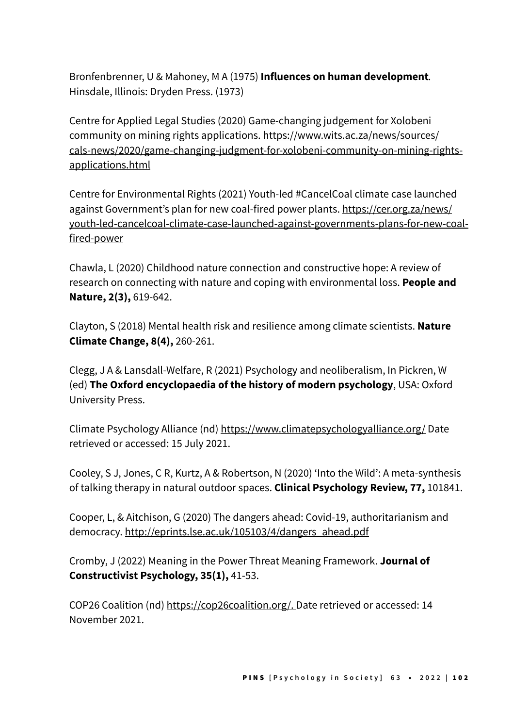Bronfenbrenner, U & Mahoney, M A (1975) **Influences on human development**. Hinsdale, Illinois: Dryden Press. (1973)

Centre for Applied Legal Studies (2020) Game-changing judgement for Xolobeni community on mining rights applications. https://www.wits.ac.za/news/sources/cals-news/2020/game-changing-judgment-for-xolobeni-community-on-mining-rights-applications.html

Centre for Environmental Rights (2021) Youth-led #CancelCoal climate case launched against Government's plan for new coal-fired power plants. https://cer.org.za/news/youth-led-cancelcoal-climate-case-launched-against-governments-plans-for-new-coal-fired-power

Chawla, L (2020) Childhood nature connection and constructive hope: A review of research on connecting with nature and coping with environmental loss. **People and Nature, 2(3),** 619-642.

Clayton, S (2018) Mental health risk and resilience among climate scientists. **Nature Climate Change, 8(4),** 260-261.

Clegg, J A & Lansdall-Welfare, R (2021) Psychology and neoliberalism, In Pickren, W (ed) **The Oxford encyclopaedia of the history of modern psychology**, USA: Oxford University Press.

Climate Psychology Alliance (nd) https://www.climatepsychologyalliance.org/ Date retrieved or accessed: 15 July 2021.

Cooley, S J, Jones, C R, Kurtz, A & Robertson, N (2020) 'Into the Wild': A meta-synthesis of talking therapy in natural outdoor spaces. **Clinical Psychology Review, 77,** 101841.

Cooper, L, & Aitchison, G (2020) The dangers ahead: Covid-19, authoritarianism and democracy. http://eprints.lse.ac.uk/105103/4/dangers_ahead.pdf

Cromby, J (2022) Meaning in the Power Threat Meaning Framework. **Journal of Constructivist Psychology, 35(1),** 41-53.

COP26 Coalition (nd) https://cop26coalition.org/. Date retrieved or accessed: 14 November 2021.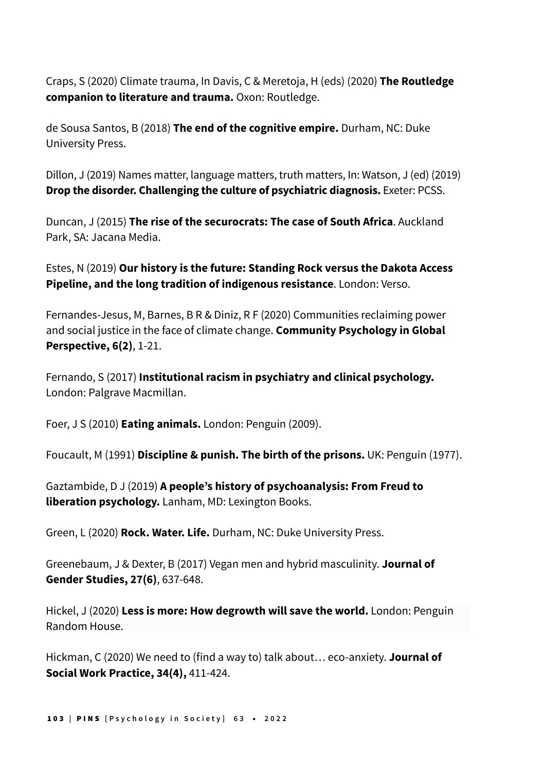Craps, S (2020) Climate trauma, In Davis, C & Meretoja, H (eds) (2020) **The Routledge companion to literature and trauma.** Oxon: Routledge.

de Sousa Santos, B (2018) **The end of the cognitive empire.** Durham, NC: Duke University Press.

Dillon, J (2019) Names matter, language matters, truth matters, In: Watson, J (ed) (2019) **Drop the disorder. Challenging the culture of psychiatric diagnosis.** Exeter: PCSS.

Duncan, J (2015) **The rise of the securocrats: The case of South Africa**. Auckland Park, SA: Jacana Media.

Estes, N (2019) **Our history is the future: Standing Rock versus the Dakota Access Pipeline, and the long tradition of indigenous resistance**. London: Verso.

Fernandes-Jesus, M, Barnes, B R & Diniz, R F (2020) Communities reclaiming power and social justice in the face of climate change. **Community Psychology in Global Perspective, 6(2)**, 1-21.

Fernando, S (2017) **Institutional racism in psychiatry and clinical psychology.** London: Palgrave Macmillan.

Foer, J S (2010) **Eating animals.** London: Penguin (2009).

Foucault, M (1991) **Discipline & punish. The birth of the prisons.** UK: Penguin (1977).

Gaztambide, D J (2019) **A people's history of psychoanalysis: From Freud to liberation psychology.** Lanham, MD: Lexington Books.

Green, L (2020) **Rock. Water. Life.** Durham, NC: Duke University Press.

Greenebaum, J & Dexter, B (2017) Vegan men and hybrid masculinity. **Journal of Gender Studies, 27(6)**, 637-648.

Hickel, J (2020) **Less is more: How degrowth will save the world.** London: Penguin Random House.

Hickman, C (2020) We need to (find a way to) talk about… eco-anxiety. **Journal of Social Work Practice, 34(4),** 411-424.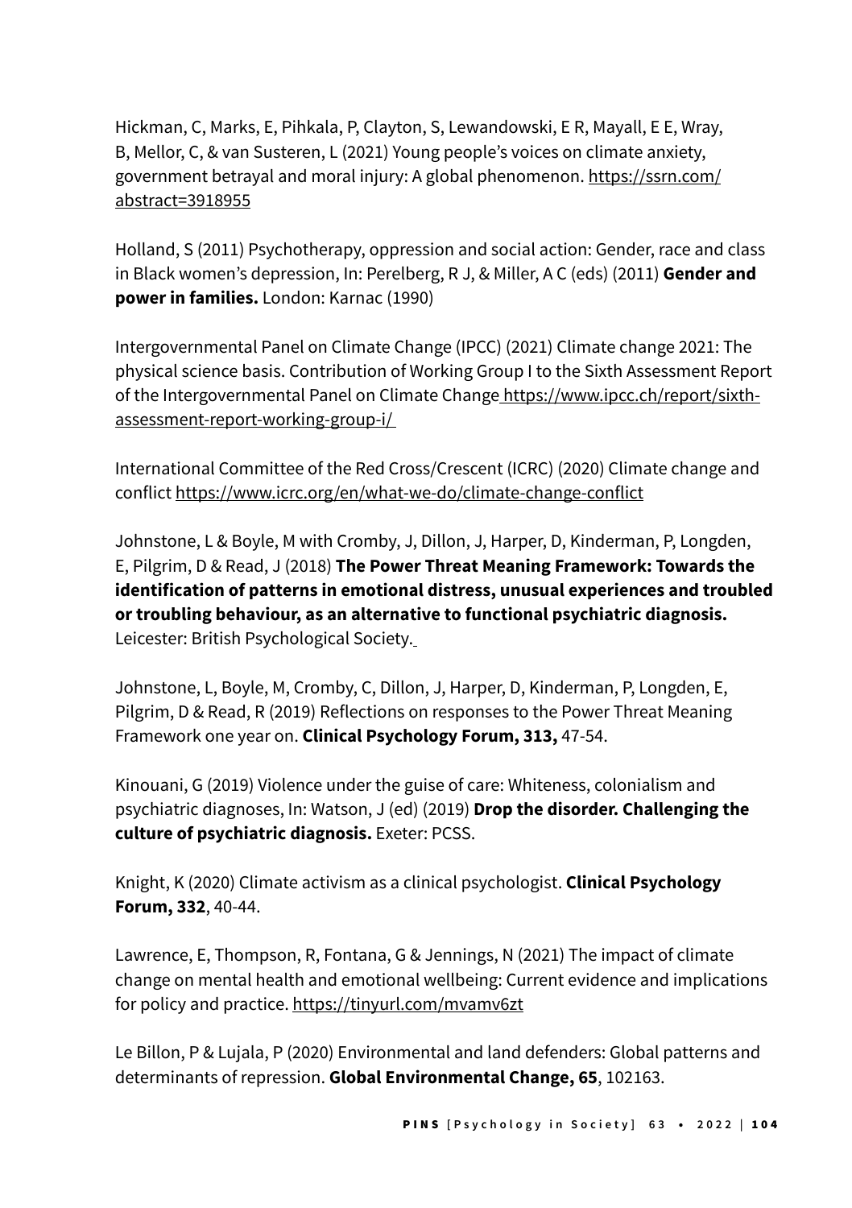Hickman, C, Marks, E, Pihkala, P, Clayton, S, Lewandowski, E R, Mayall, E E, Wray, B, Mellor, C, & van Susteren, L (2021) Young people's voices on climate anxiety, government betrayal and moral injury: A global phenomenon. https://ssrn.com/abstract=3918955

Holland, S (2011) Psychotherapy, oppression and social action: Gender, race and class in Black women's depression, In: Perelberg, R J, & Miller, A C (eds) (2011) **Gender and power in families.** London: Karnac (1990)

Intergovernmental Panel on Climate Change (IPCC) (2021) Climate change 2021: The physical science basis. Contribution of Working Group I to the Sixth Assessment Report of the Intergovernmental Panel on Climate Change https://www.ipcc.ch/report/sixth-assessment-report-working-group-i/

International Committee of the Red Cross/Crescent (ICRC) (2020) Climate change and conflict https://www.icrc.org/en/what-we-do/climate-change-conflict

Johnstone, L & Boyle, M with Cromby, J, Dillon, J, Harper, D, Kinderman, P, Longden, E, Pilgrim, D & Read, J (2018) **The Power Threat Meaning Framework: Towards the identification of patterns in emotional distress, unusual experiences and troubled or troubling behaviour, as an alternative to functional psychiatric diagnosis.** Leicester: British Psychological Society.

Johnstone, L, Boyle, M, Cromby, C, Dillon, J, Harper, D, Kinderman, P, Longden, E, Pilgrim, D & Read, R (2019) Reflections on responses to the Power Threat Meaning Framework one year on. **Clinical Psychology Forum, 313,** 47-54.

Kinouani, G (2019) Violence under the guise of care: Whiteness, colonialism and psychiatric diagnoses, In: Watson, J (ed) (2019) **Drop the disorder. Challenging the culture of psychiatric diagnosis.** Exeter: PCSS.

Knight, K (2020) Climate activism as a clinical psychologist. **Clinical Psychology Forum, 332**, 40-44.

Lawrence, E, Thompson, R, Fontana, G & Jennings, N (2021) The impact of climate change on mental health and emotional wellbeing: Current evidence and implications for policy and practice. https://tinyurl.com/mvamv6zt

Le Billon, P & Lujala, P (2020) Environmental and land defenders: Global patterns and determinants of repression. **Global Environmental Change, 65**, 102163.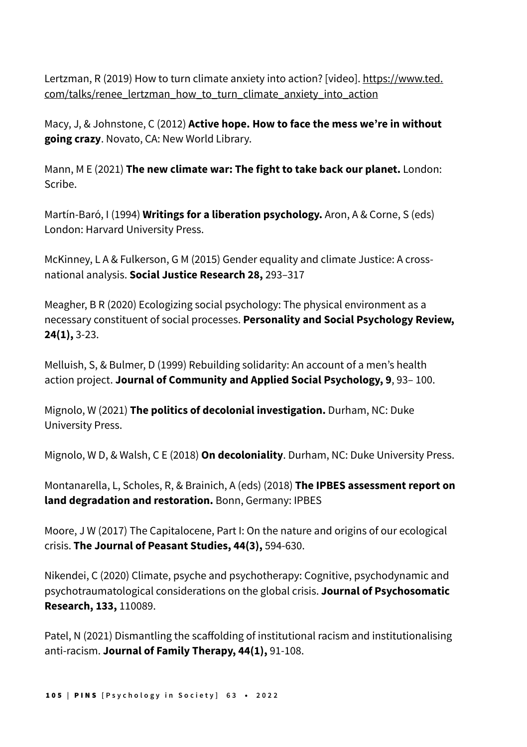Lertzman, R (2019) How to turn climate anxiety into action? [video]. https://www.ted.com/talks/renee_lertzman_how_to_turn_climate_anxiety_into_action

Macy, J, & Johnstone, C (2012) **Active hope. How to face the mess we're in without going crazy**. Novato, CA: New World Library.

Mann, M E (2021) **The new climate war: The fight to take back our planet.** London: Scribe.

Martín-Baró, I (1994) **Writings for a liberation psychology.** Aron, A & Corne, S (eds) London: Harvard University Press.

McKinney, L A & Fulkerson, G M (2015) Gender equality and climate Justice: A cross-national analysis. **Social Justice Research 28,** 293–317

Meagher, B R (2020) Ecologizing social psychology: The physical environment as a necessary constituent of social processes. **Personality and Social Psychology Review, 24(1),** 3-23.

Melluish, S, & Bulmer, D (1999) Rebuilding solidarity: An account of a men's health action project. **Journal of Community and Applied Social Psychology, 9**, 93– 100.

Mignolo, W (2021) **The politics of decolonial investigation.** Durham, NC: Duke University Press.

Mignolo, W D, & Walsh, C E (2018) **On decoloniality**. Durham, NC: Duke University Press.

Montanarella, L, Scholes, R, & Brainich, A (eds) (2018) **The IPBES assessment report on land degradation and restoration.** Bonn, Germany: IPBES

Moore, J W (2017) The Capitalocene, Part I: On the nature and origins of our ecological crisis. **The Journal of Peasant Studies, 44(3),** 594-630.

Nikendei, C (2020) Climate, psyche and psychotherapy: Cognitive, psychodynamic and psychotraumatological considerations on the global crisis. **Journal of Psychosomatic Research, 133,** 110089.

Patel, N (2021) Dismantling the scaffolding of institutional racism and institutionalising anti-racism. **Journal of Family Therapy, 44(1),** 91-108.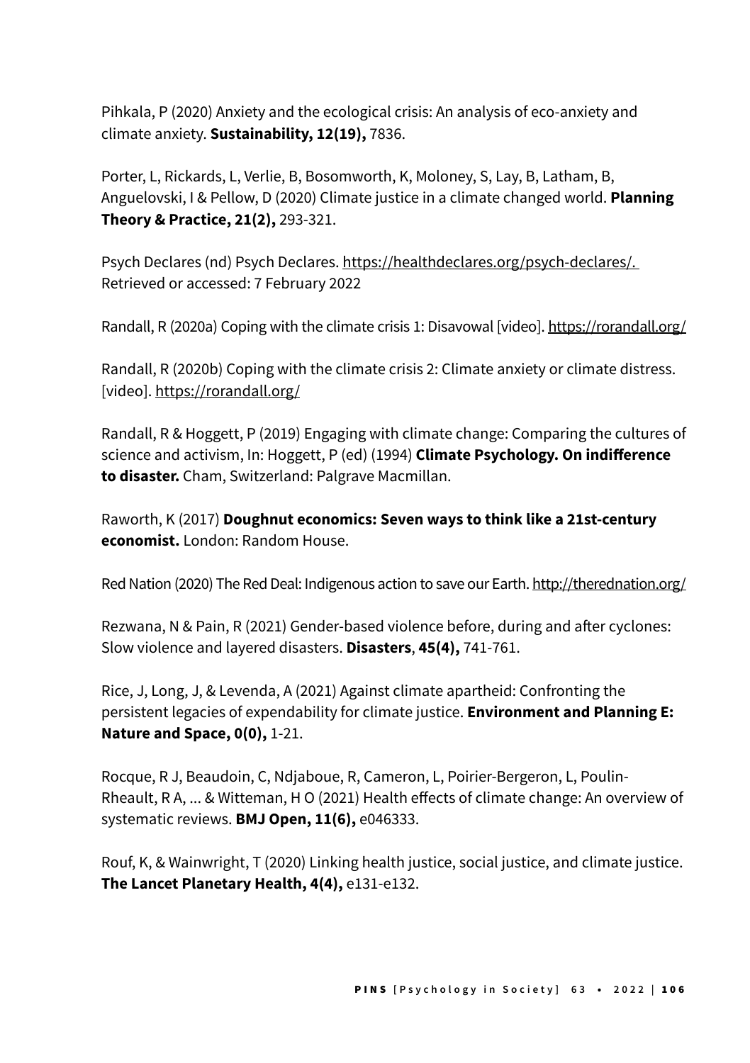Pihkala, P (2020) Anxiety and the ecological crisis: An analysis of eco-anxiety and climate anxiety. **Sustainability, 12(19),** 7836.

Porter, L, Rickards, L, Verlie, B, Bosomworth, K, Moloney, S, Lay, B, Latham, B, Anguelovski, I & Pellow, D (2020) Climate justice in a climate changed world. **Planning Theory & Practice, 21(2),** 293-321.

Psych Declares (nd) Psych Declares. https://healthdeclares.org/psych-declares/. Retrieved or accessed: 7 February 2022

Randall, R (2020a) Coping with the climate crisis 1: Disavowal [video]. https://rorandall.org/

Randall, R (2020b) Coping with the climate crisis 2: Climate anxiety or climate distress. [video]. https://rorandall.org/

Randall, R & Hoggett, P (2019) Engaging with climate change: Comparing the cultures of science and activism, In: Hoggett, P (ed) (1994) **Climate Psychology. On indifference to disaster.** Cham, Switzerland: Palgrave Macmillan.

Raworth, K (2017) **Doughnut economics: Seven ways to think like a 21st-century economist.** London: Random House.

Red Nation (2020) The Red Deal: Indigenous action to save our Earth. http://therednation.org/

Rezwana, N & Pain, R (2021) Gender-based violence before, during and after cyclones: Slow violence and layered disasters. **Disasters**, **45(4),** 741-761.

Rice, J, Long, J, & Levenda, A (2021) Against climate apartheid: Confronting the persistent legacies of expendability for climate justice. **Environment and Planning E: Nature and Space, 0(0),** 1-21.

Rocque, R J, Beaudoin, C, Ndjaboue, R, Cameron, L, Poirier-Bergeron, L, Poulin-Rheault, R A, ... & Witteman, H O (2021) Health effects of climate change: An overview of systematic reviews. **BMJ Open, 11(6),** e046333.

Rouf, K, & Wainwright, T (2020) Linking health justice, social justice, and climate justice. **The Lancet Planetary Health, 4(4),** e131-e132.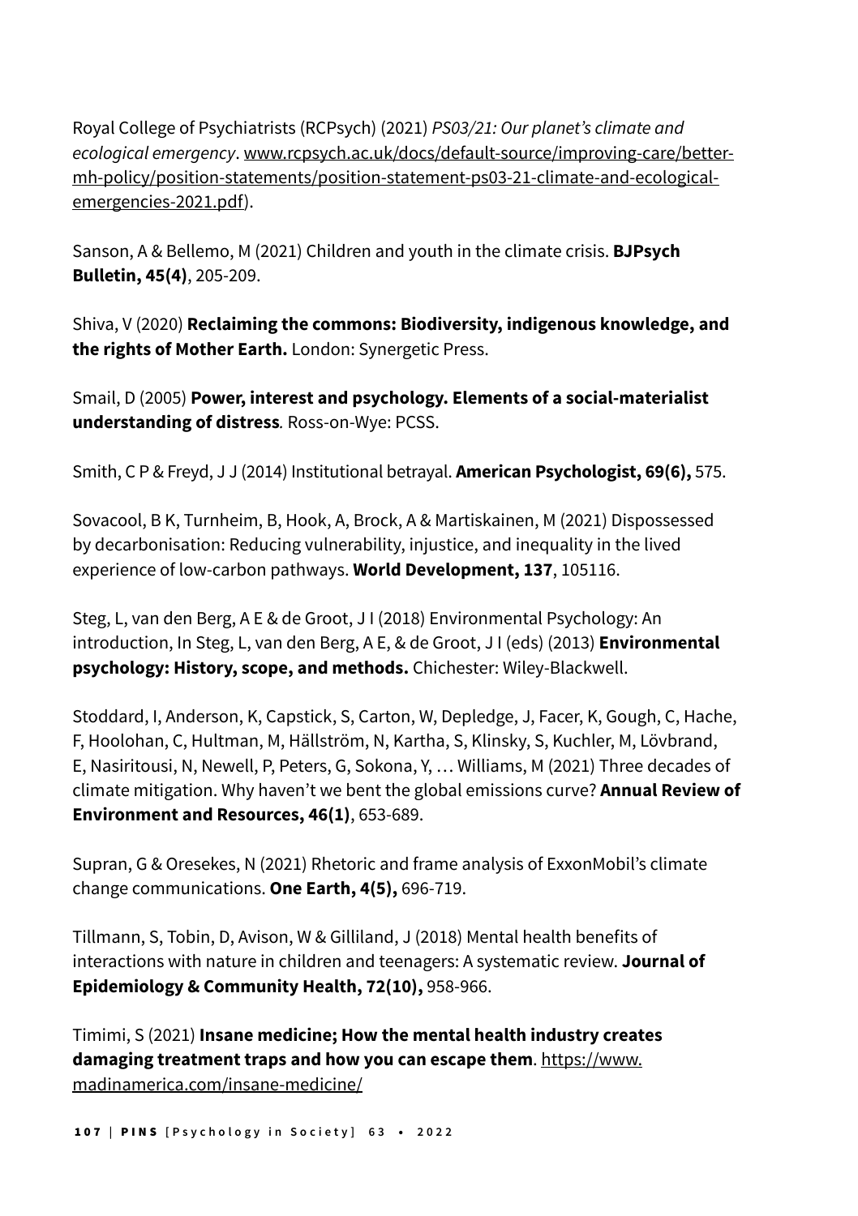Royal College of Psychiatrists (RCPsych) (2021) *PS03/21: Our planet's climate and ecological emergency*. www.rcpsych.ac.uk/docs/default-source/improving-care/better-mh-policy/position-statements/position-statement-ps03-21-climate-and-ecological-emergencies-2021.pdf).

Sanson, A & Bellemo, M (2021) Children and youth in the climate crisis. **BJPsych Bulletin, 45(4)**, 205-209.

Shiva, V (2020) **Reclaiming the commons: Biodiversity, indigenous knowledge, and the rights of Mother Earth.** London: Synergetic Press.

Smail, D (2005) **Power, interest and psychology. Elements of a social-materialist understanding of distress***.* Ross-on-Wye: PCSS.

Smith, C P & Freyd, J J (2014) Institutional betrayal. **American Psychologist, 69(6),** 575.

Sovacool, B K, Turnheim, B, Hook, A, Brock, A & Martiskainen, M (2021) Dispossessed by decarbonisation: Reducing vulnerability, injustice, and inequality in the lived experience of low-carbon pathways. **World Development, 137**, 105116.

Steg, L, van den Berg, A E & de Groot, J I (2018) Environmental Psychology: An introduction, In Steg, L, van den Berg, A E, & de Groot, J I (eds) (2013) **Environmental psychology: History, scope, and methods.** Chichester: Wiley-Blackwell.

Stoddard, I, Anderson, K, Capstick, S, Carton, W, Depledge, J, Facer, K, Gough, C, Hache, F, Hoolohan, C, Hultman, M, Hällström, N, Kartha, S, Klinsky, S, Kuchler, M, Lövbrand, E, Nasiritousi, N, Newell, P, Peters, G, Sokona, Y, … Williams, M (2021) Three decades of climate mitigation. Why haven't we bent the global emissions curve? **Annual Review of Environment and Resources, 46(1)**, 653-689.

Supran, G & Oresekes, N (2021) Rhetoric and frame analysis of ExxonMobil's climate change communications. **One Earth, 4(5),** 696-719.

Tillmann, S, Tobin, D, Avison, W & Gilliland, J (2018) Mental health benefits of interactions with nature in children and teenagers: A systematic review. **Journal of Epidemiology & Community Health, 72(10),** 958-966.

Timimi, S (2021) **Insane medicine; How the mental health industry creates damaging treatment traps and how you can escape them**. https://www.madinamerica.com/insane-medicine/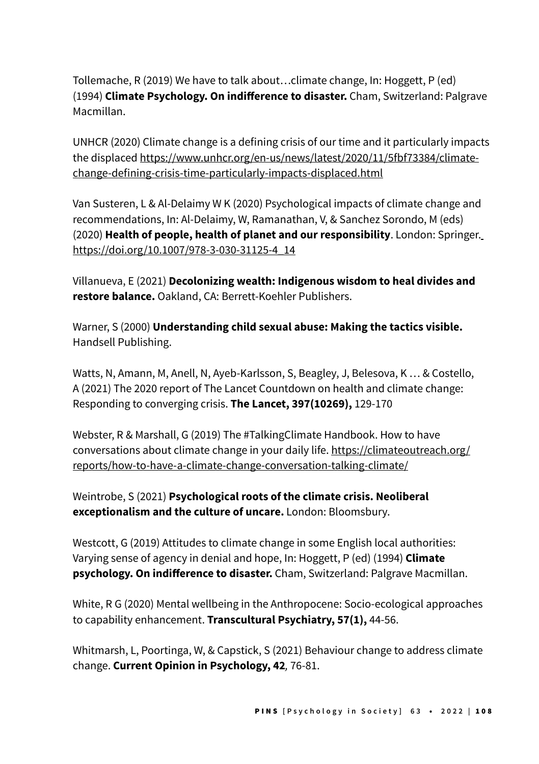Tollemache, R (2019) We have to talk about…climate change, In: Hoggett, P (ed) (1994) **Climate Psychology. On indifference to disaster.** Cham, Switzerland: Palgrave Macmillan.

UNHCR (2020) Climate change is a defining crisis of our time and it particularly impacts the displaced https://www.unhcr.org/en-us/news/latest/2020/11/5fbf73384/climate-change-defining-crisis-time-particularly-impacts-displaced.html

Van Susteren, L & Al-Delaimy W K (2020) Psychological impacts of climate change and recommendations, In: Al-Delaimy, W, Ramanathan, V, & Sanchez Sorondo, M (eds) (2020) **Health of people, health of planet and our responsibility**. London: Springer. https://doi.org/10.1007/978-3-030-31125-4_14

Villanueva, E (2021) **Decolonizing wealth: Indigenous wisdom to heal divides and restore balance.** Oakland, CA: Berrett-Koehler Publishers.

Warner, S (2000) **Understanding child sexual abuse: Making the tactics visible.** Handsell Publishing.

Watts, N, Amann, M, Anell, N, Ayeb-Karlsson, S, Beagley, J, Belesova, K … & Costello, A (2021) The 2020 report of The Lancet Countdown on health and climate change: Responding to converging crisis. **The Lancet, 397(10269),** 129-170

Webster, R & Marshall, G (2019) The #TalkingClimate Handbook. How to have conversations about climate change in your daily life. https://climateoutreach.org/reports/how-to-have-a-climate-change-conversation-talking-climate/

Weintrobe, S (2021) **Psychological roots of the climate crisis. Neoliberal exceptionalism and the culture of uncare.** London: Bloomsbury.

Westcott, G (2019) Attitudes to climate change in some English local authorities: Varying sense of agency in denial and hope, In: Hoggett, P (ed) (1994) **Climate psychology. On indifference to disaster.** Cham, Switzerland: Palgrave Macmillan.

White, R G (2020) Mental wellbeing in the Anthropocene: Socio-ecological approaches to capability enhancement. **Transcultural Psychiatry, 57(1),** 44-56.

Whitmarsh, L, Poortinga, W, & Capstick, S (2021) Behaviour change to address climate change. **Current Opinion in Psychology, 42***,* 76-81.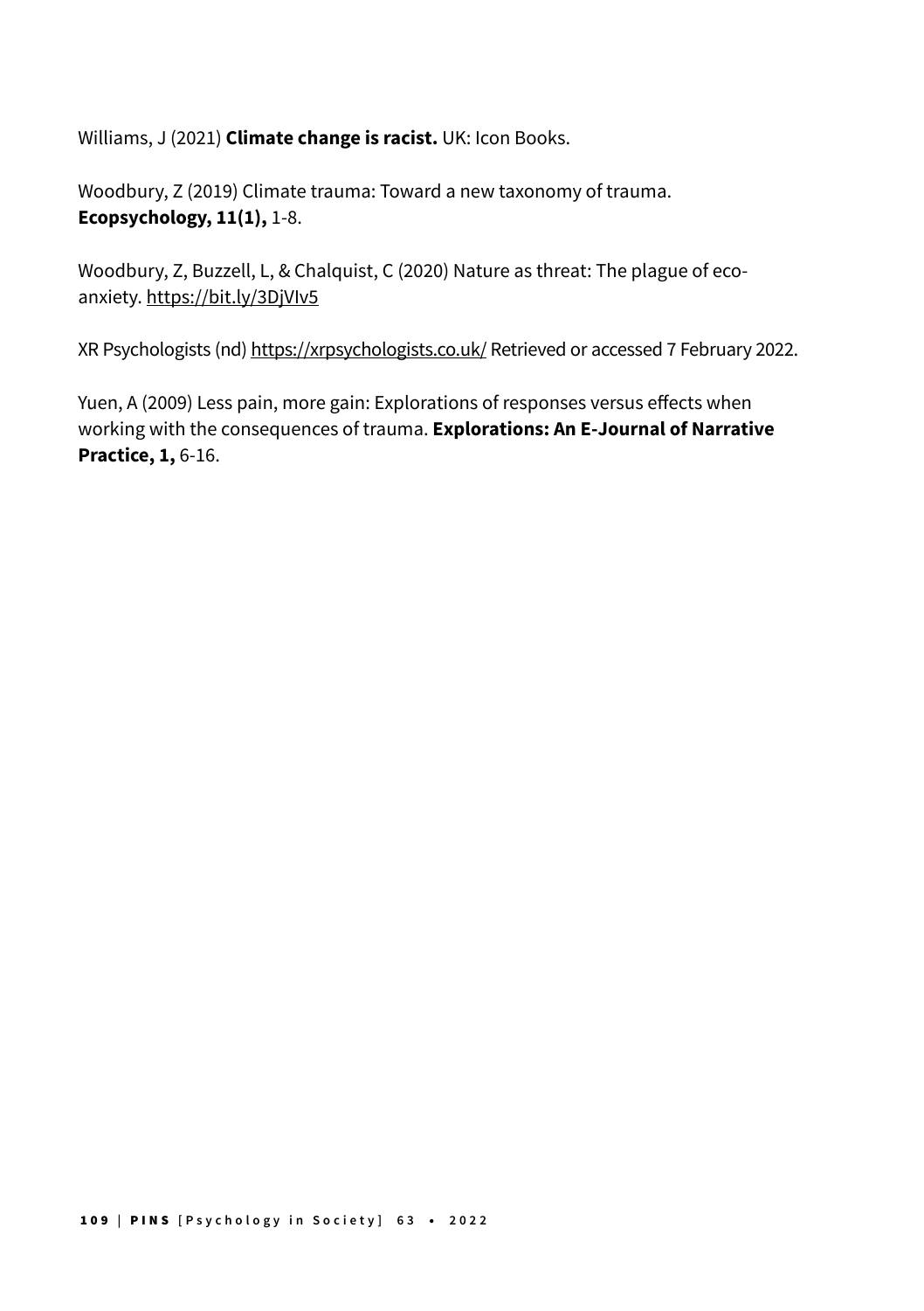Williams, J (2021) **Climate change is racist.** UK: Icon Books.

Woodbury, Z (2019) Climate trauma: Toward a new taxonomy of trauma. **Ecopsychology, 11(1),** 1-8.

Woodbury, Z, Buzzell, L, & Chalquist, C (2020) Nature as threat: The plague of eco-anxiety. https://bit.ly/3DjVIv5

XR Psychologists (nd) https://xrpsychologists.co.uk/ Retrieved or accessed 7 February 2022.

Yuen, A (2009) Less pain, more gain: Explorations of responses versus effects when working with the consequences of trauma. **Explorations: An E-Journal of Narrative Practice, 1,** 6-16.